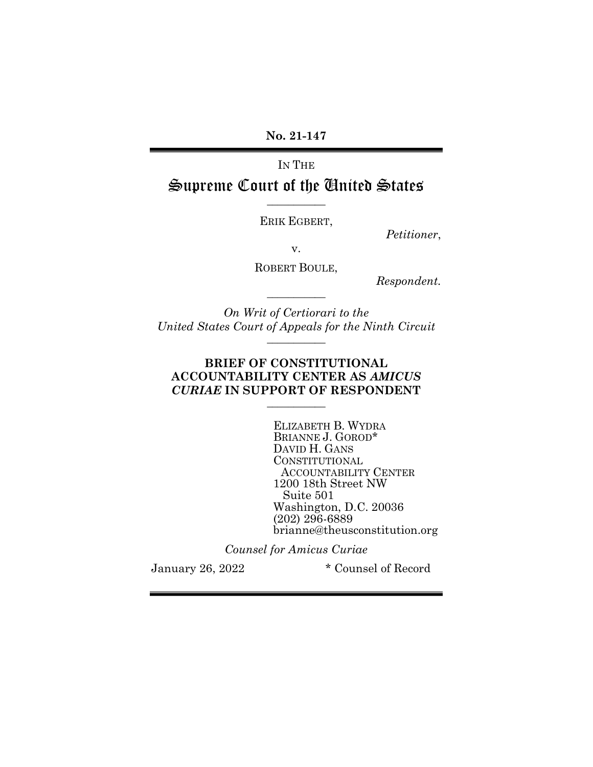**No. 21-147**

IN THE

# Supreme Court of the United States

---

ERIK EGBERT,

*Petitioner*,

v.

ROBERT BOULE,

*Respondent.*

---

*On Writ of Certiorari to the United States Court of Appeals for the Ninth Circuit*

---

## BRIEF OF CONSTITUTIONAL ACCOUNTABILITY CENTER AS *AMICUS CURIAE* IN SUPPORT OF RESPONDENT

---

ELIZABETH B. WYDRA
BRIANNE J. GOROD*
DAVID H. GANS
CONSTITUTIONAL ACCOUNTABILITY CENTER
1200 18th Street NW
Suite 501
Washington, D.C. 20036
(202) 296-6889
brianne@theusconstitution.org

*Counsel for Amicus Curiae*

January 26, 2022

\* Counsel of Record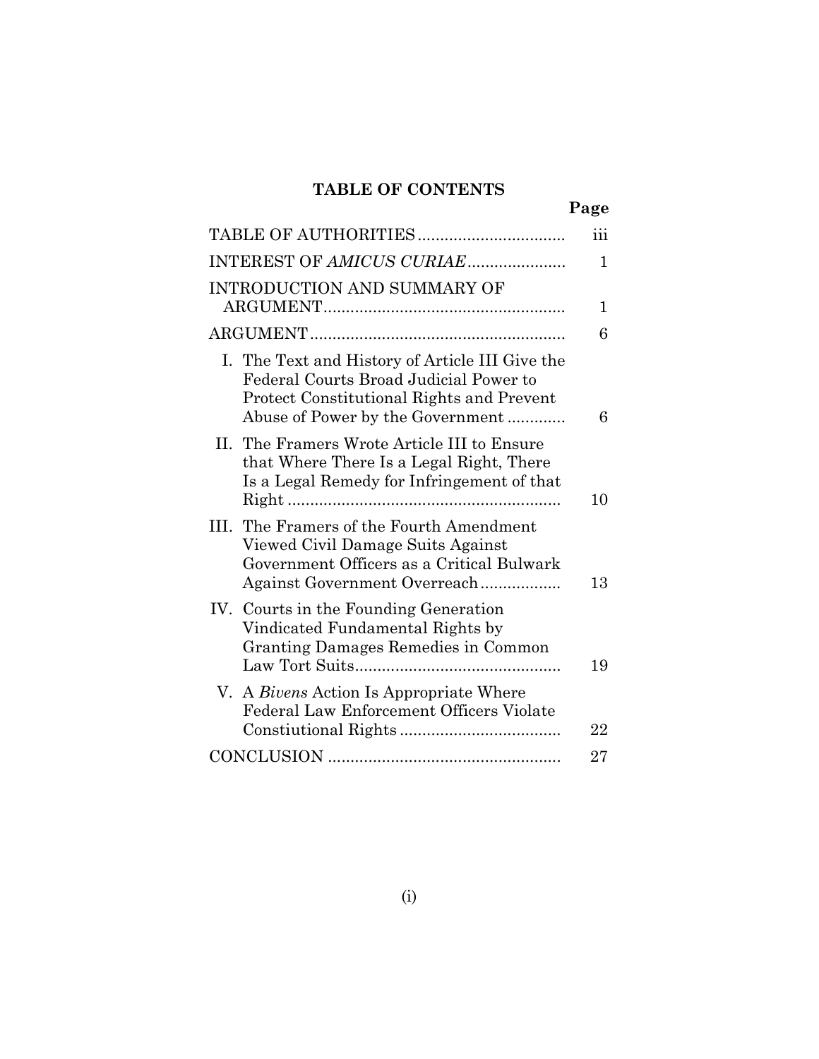# TABLE OF CONTENTS

| | Page |
|---|---|
| TABLE OF AUTHORITIES | iii |
| INTEREST OF *AMICUS CURIAE* | 1 |
| INTRODUCTION AND SUMMARY OF ARGUMENT | 1 |
| ARGUMENT | 6 |
| I. The Text and History of Article III Give the Federal Courts Broad Judicial Power to Protect Constitutional Rights and Prevent Abuse of Power by the Government | 6 |
| II. The Framers Wrote Article III to Ensure that Where There Is a Legal Right, There Is a Legal Remedy for Infringement of that Right | 10 |
| III. The Framers of the Fourth Amendment Viewed Civil Damage Suits Against Government Officers as a Critical Bulwark Against Government Overreach | 13 |
| IV. Courts in the Founding Generation Vindicated Fundamental Rights by Granting Damages Remedies in Common Law Tort Suits | 19 |
| V. A *Bivens* Action Is Appropriate Where Federal Law Enforcement Officers Violate Constiutional Rights | 22 |
| CONCLUSION | 27 |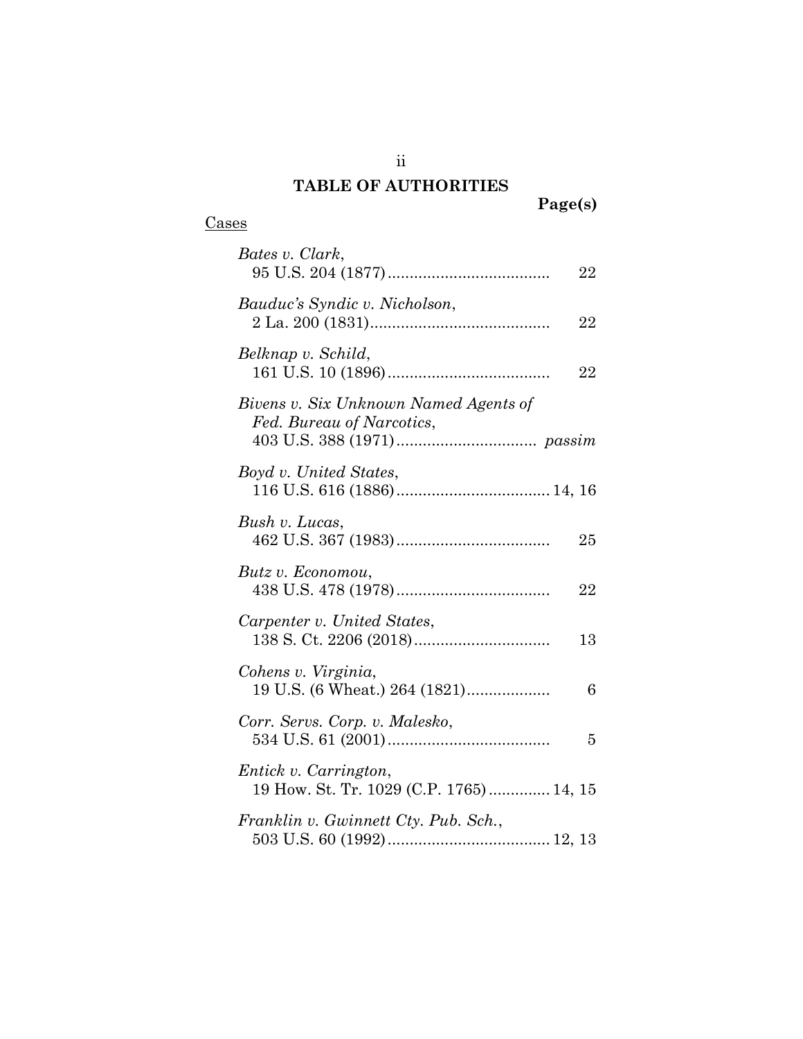# TABLE OF AUTHORITIES

**Page(s)**

Cases

*Bates v. Clark*,
95 U.S. 204 (1877) .................................... 22

*Bauduc's Syndic v. Nicholson*,
2 La. 200 (1831) ........................................ 22

*Belknap v. Schild*,
161 U.S. 10 (1896) .................................... 22

*Bivens v. Six Unknown Named Agents of Fed. Bureau of Narcotics*,
403 U.S. 388 (1971) ............................... *passim*

*Boyd v. United States*,
116 U.S. 616 (1886) .................................. 14, 16

*Bush v. Lucas*,
462 U.S. 367 (1983) .................................. 25

*Butz v. Economou*,
438 U.S. 478 (1978) .................................. 22

*Carpenter v. United States*,
138 S. Ct. 2206 (2018) .............................. 13

*Cohens v. Virginia*,
19 U.S. (6 Wheat.) 264 (1821) .................. 6

*Corr. Servs. Corp. v. Malesko*,
534 U.S. 61 (2001) .................................... 5

*Entick v. Carrington*,
19 How. St. Tr. 1029 (C.P. 1765) ............. 14, 15

*Franklin v. Gwinnett Cty. Pub. Sch.*,
503 U.S. 60 (1992) .................................... 12, 13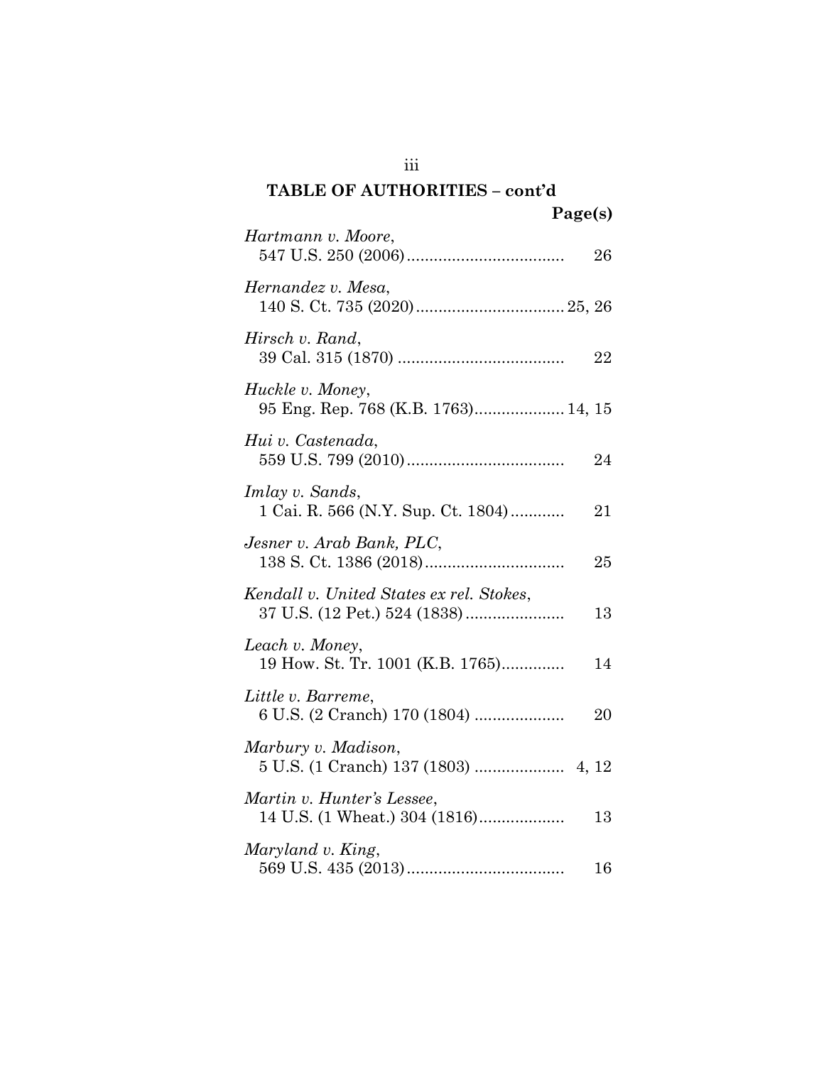## TABLE OF AUTHORITIES – cont'd

**Page(s)**

*Hartmann v. Moore*,
547 U.S. 250 (2006).................................. 26

*Hernandez v. Mesa*,
140 S. Ct. 735 (2020)................................ 25, 26

*Hirsch v. Rand*,
39 Cal. 315 (1870) .................................... 22

*Huckle v. Money*,
95 Eng. Rep. 768 (K.B. 1763)................... 14, 15

*Hui v. Castenada*,
559 U.S. 799 (2010).................................. 24

*Imlay v. Sands*,
1 Cai. R. 566 (N.Y. Sup. Ct. 1804)........... 21

*Jesner v. Arab Bank, PLC*,
138 S. Ct. 1386 (2018).............................. 25

*Kendall v. United States ex rel. Stokes*,
37 U.S. (12 Pet.) 524 (1838)..................... 13

*Leach v. Money*,
19 How. St. Tr. 1001 (K.B. 1765)............. 14

*Little v. Barreme*,
6 U.S. (2 Cranch) 170 (1804) ................... 20

*Marbury v. Madison*,
5 U.S. (1 Cranch) 137 (1803) ................... 4, 12

*Martin v. Hunter's Lessee*,
14 U.S. (1 Wheat.) 304 (1816).................. 13

*Maryland v. King*,
569 U.S. 435 (2013).................................. 16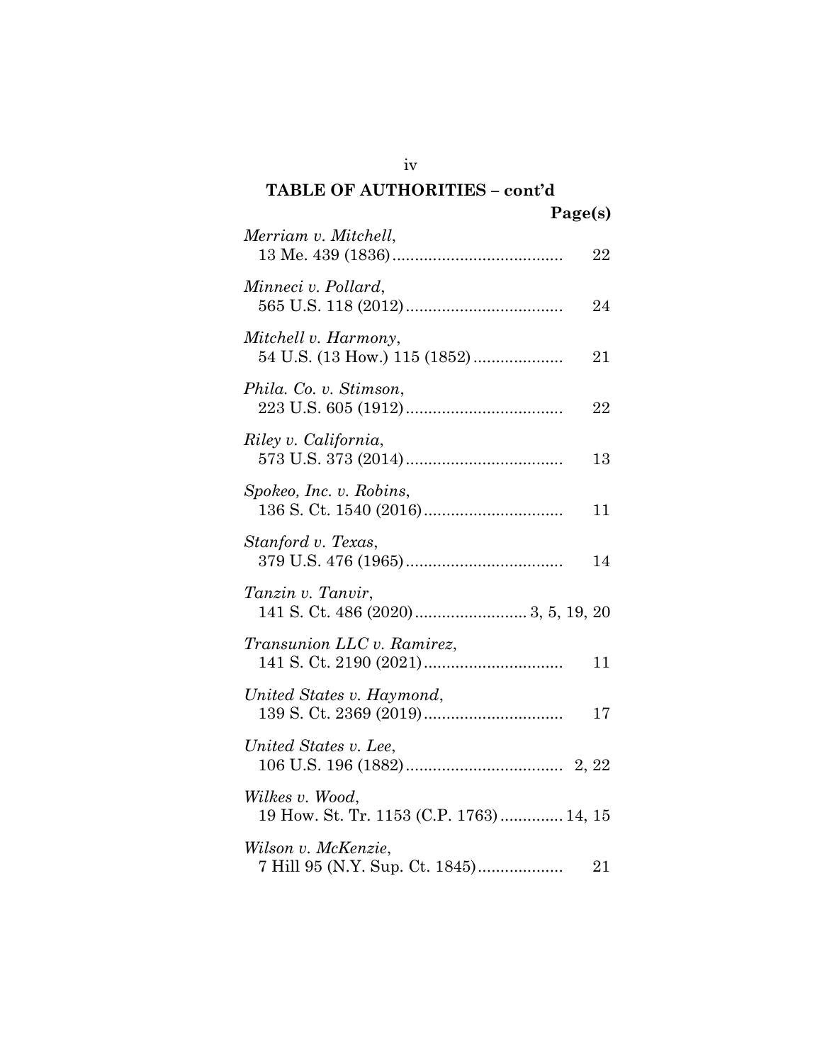## TABLE OF AUTHORITIES – cont'd

**Page(s)**

*Merriam v. Mitchell*,
13 Me. 439 (1836) ...................................... 22

*Minneci v. Pollard*,
565 U.S. 118 (2012) ................................... 24

*Mitchell v. Harmony*,
54 U.S. (13 How.) 115 (1852) .................... 21

*Phila. Co. v. Stimson*,
223 U.S. 605 (1912) ................................... 22

*Riley v. California*,
573 U.S. 373 (2014) ................................... 13

*Spokeo, Inc. v. Robins*,
136 S. Ct. 1540 (2016) ............................... 11

*Stanford v. Texas*,
379 U.S. 476 (1965) ................................... 14

*Tanzin v. Tanvir*,
141 S. Ct. 486 (2020) ......................... 3, 5, 19, 20

*Transunion LLC v. Ramirez*,
141 S. Ct. 2190 (2021) ............................... 11

*United States v. Haymond*,
139 S. Ct. 2369 (2019) ............................... 17

*United States v. Lee*,
106 U.S. 196 (1882) ................................... 2, 22

*Wilkes v. Wood*,
19 How. St. Tr. 1153 (C.P. 1763) ............. 14, 15

*Wilson v. McKenzie*,
7 Hill 95 (N.Y. Sup. Ct. 1845) ................... 21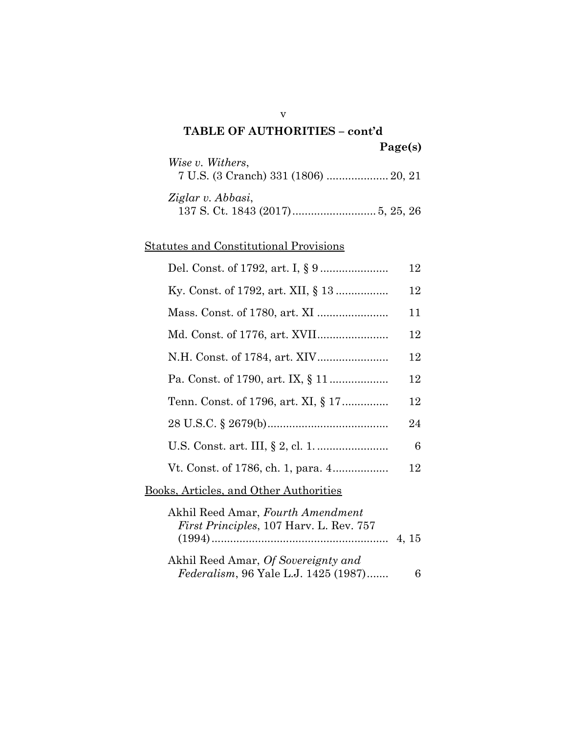## TABLE OF AUTHORITIES – cont'd

**Page(s)**

*Wise v. Withers*,
7 U.S. (3 Cranch) 331 (1806) .................... 20, 21

*Ziglar v. Abbasi*,
137 S. Ct. 1843 (2017) ........................... 5, 25, 26

Statutes and Constitutional Provisions

Del. Const. of 1792, art. I, § 9 ...................... 12

Ky. Const. of 1792, art. XII, § 13 ................ 12

Mass. Const. of 1780, art. XI ....................... 11

Md. Const. of 1776, art. XVII ....................... 12

N.H. Const. of 1784, art. XIV ....................... 12

Pa. Const. of 1790, art. IX, § 11 ................... 12

Tenn. Const. of 1796, art. XI, § 17 ............... 12

28 U.S.C. § 2679(b) ....................................... 24

U.S. Const. art. III, § 2, cl. 1. ....................... 6

Vt. Const. of 1786, ch. 1, para. 4 .................. 12

Books, Articles, and Other Authorities

Akhil Reed Amar, *Fourth Amendment First Principles*, 107 Harv. L. Rev. 757 (1994) ......................................................... 4, 15

Akhil Reed Amar, *Of Sovereignty and Federalism*, 96 Yale L.J. 1425 (1987) ....... 6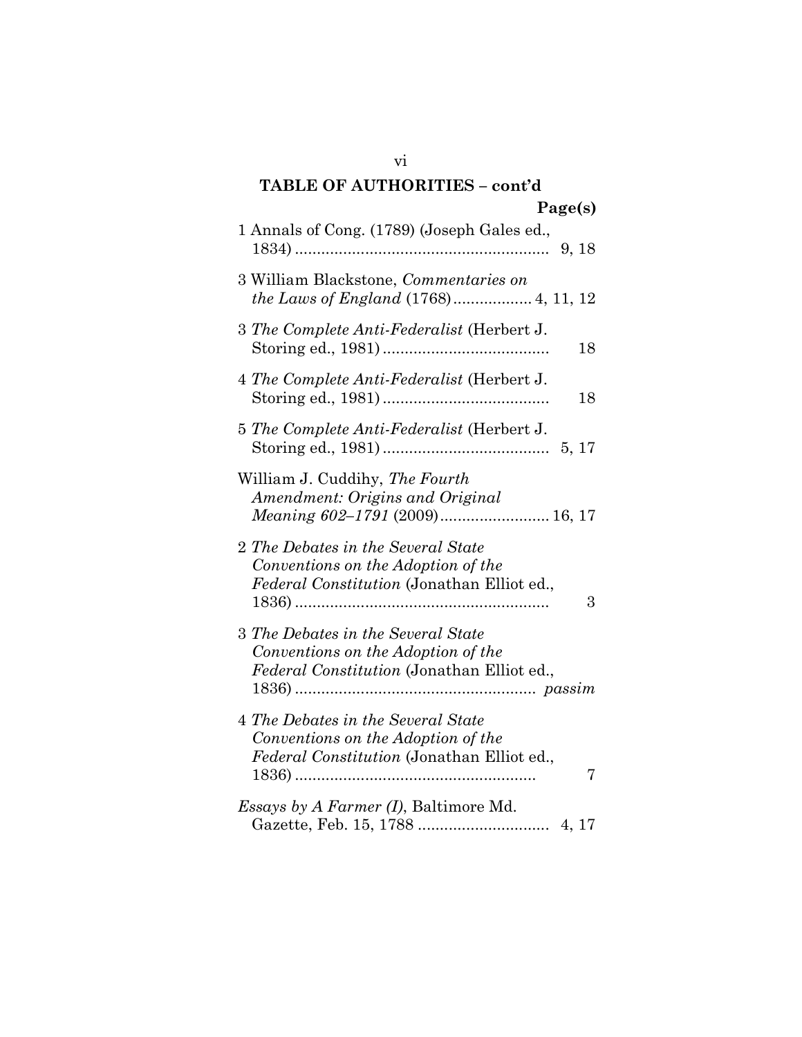## TABLE OF AUTHORITIES – cont'd

**Page(s)**

1 Annals of Cong. (1789) (Joseph Gales ed., 1834) .......................................................... 9, 18

3 William Blackstone, *Commentaries on the Laws of England* (1768) .................. 4, 11, 12

3 *The Complete Anti-Federalist* (Herbert J. Storing ed., 1981) ...................................... 18

4 *The Complete Anti-Federalist* (Herbert J. Storing ed., 1981) ...................................... 18

5 *The Complete Anti-Federalist* (Herbert J. Storing ed., 1981) ...................................... 5, 17

William J. Cuddihy, *The Fourth Amendment: Origins and Original Meaning 602–1791* (2009) ......................... 16, 17

2 *The Debates in the Several State Conventions on the Adoption of the Federal Constitution* (Jonathan Elliot ed., 1836) .......................................................... 3

3 *The Debates in the Several State Conventions on the Adoption of the Federal Constitution* (Jonathan Elliot ed., 1836) ....................................................... *passim*

4 *The Debates in the Several State Conventions on the Adoption of the Federal Constitution* (Jonathan Elliot ed., 1836) ....................................................... 7

*Essays by A Farmer (I)*, Baltimore Md. Gazette, Feb. 15, 1788 .............................. 4, 17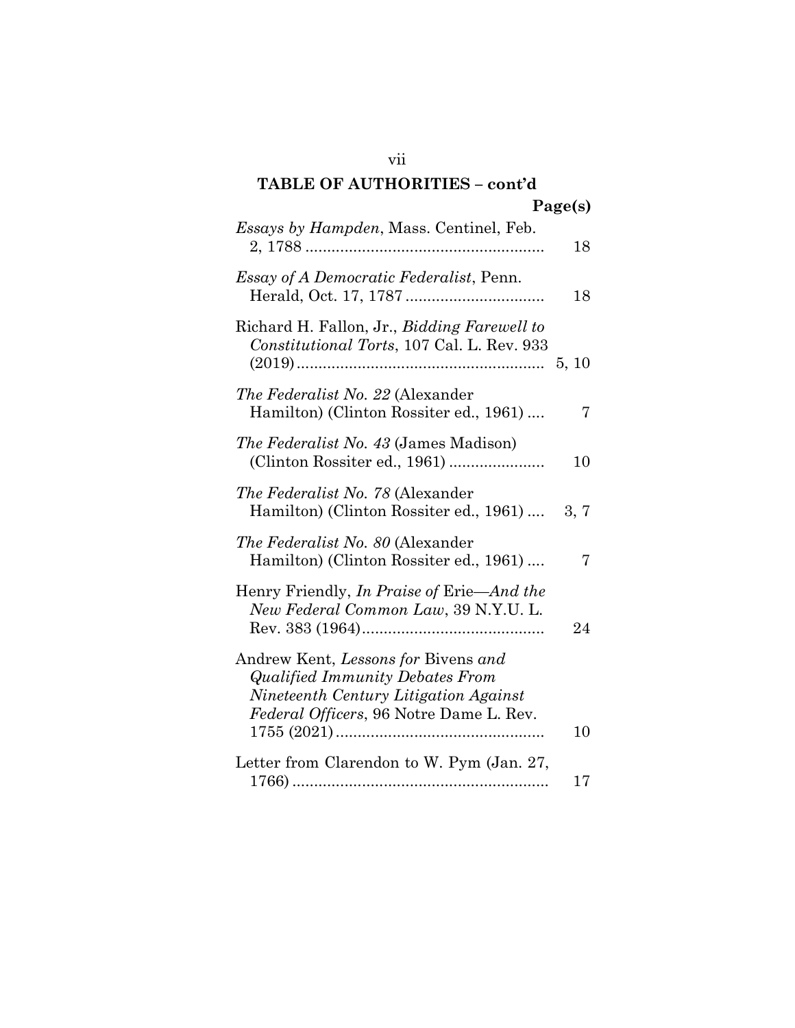**TABLE OF AUTHORITIES – cont'd**

**Page(s)**

*Essays by Hampden*, Mass. Centinel, Feb. 2, 1788 .......................................................... 18

*Essay of A Democratic Federalist*, Penn. Herald, Oct. 17, 1787 ................................ 18

Richard H. Fallon, Jr., *Bidding Farewell to Constitutional Torts*, 107 Cal. L. Rev. 933 (2019) ......................................................... 5, 10

*The Federalist No. 22* (Alexander Hamilton) (Clinton Rossiter ed., 1961) .... 7

*The Federalist No. 43* (James Madison) (Clinton Rossiter ed., 1961) ...................... 10

*The Federalist No. 78* (Alexander Hamilton) (Clinton Rossiter ed., 1961) .... 3, 7

*The Federalist No. 80* (Alexander Hamilton) (Clinton Rossiter ed., 1961) .... 7

Henry Friendly, *In Praise of* Erie—*And the New Federal Common Law*, 39 N.Y.U. L. Rev. 383 (1964) .......................................... 24

Andrew Kent, *Lessons for* Bivens *and Qualified Immunity Debates From Nineteenth Century Litigation Against Federal Officers*, 96 Notre Dame L. Rev. 1755 (2021) ................................................ 10

Letter from Clarendon to W. Pym (Jan. 27, 1766) ........................................................... 17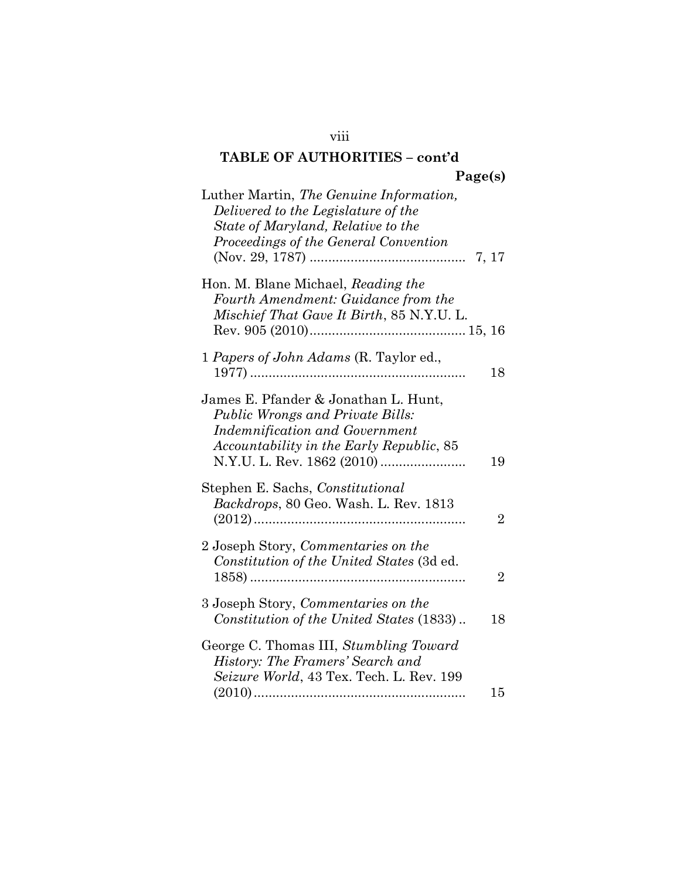**TABLE OF AUTHORITIES – cont'd**

**Page(s)**

Luther Martin, *The Genuine Information, Delivered to the Legislature of the State of Maryland, Relative to the Proceedings of the General Convention* (Nov. 29, 1787) .......................................... 7, 17

Hon. M. Blane Michael, *Reading the Fourth Amendment: Guidance from the Mischief That Gave It Birth*, 85 N.Y.U. L. Rev. 905 (2010).......................................... 15, 16

1 *Papers of John Adams* (R. Taylor ed., 1977) .......................................................... 18

James E. Pfander & Jonathan L. Hunt, *Public Wrongs and Private Bills: Indemnification and Government Accountability in the Early Republic*, 85 N.Y.U. L. Rev. 1862 (2010) ....................... 19

Stephen E. Sachs, *Constitutional Backdrops*, 80 Geo. Wash. L. Rev. 1813 (2012) ......................................................... 2

2 Joseph Story, *Commentaries on the Constitution of the United States* (3d ed. 1858) .......................................................... 2

3 Joseph Story, *Commentaries on the Constitution of the United States* (1833) .. 18

George C. Thomas III, *Stumbling Toward History: The Framers' Search and Seizure World*, 43 Tex. Tech. L. Rev. 199 (2010) ......................................................... 15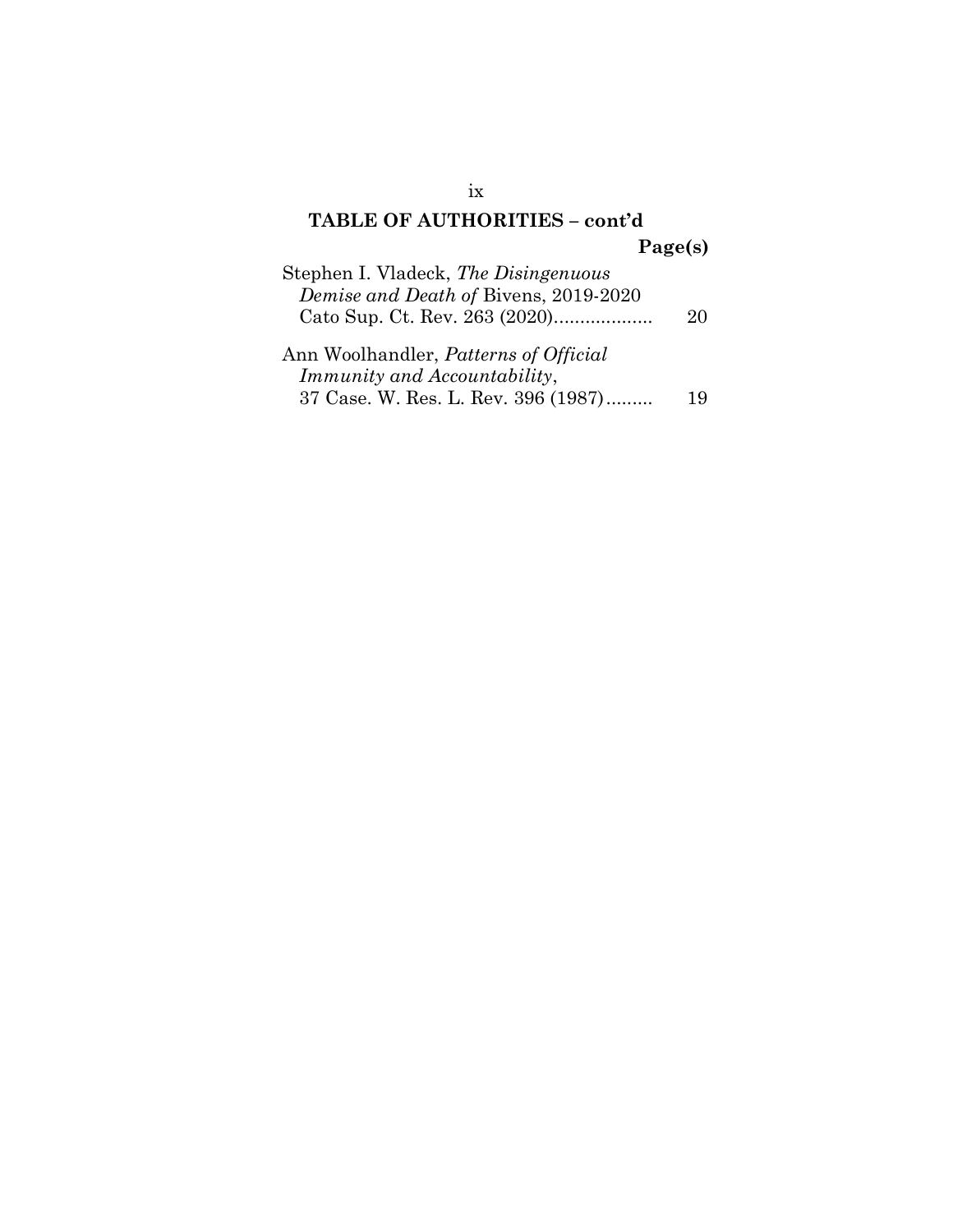## TABLE OF AUTHORITIES – cont'd

**Page(s)**

Stephen I. Vladeck, *The Disingenuous Demise and Death of* Bivens, 2019-2020 Cato Sup. Ct. Rev. 263 (2020).................... 20

Ann Woolhandler, *Patterns of Official Immunity and Accountability*, 37 Case. W. Res. L. Rev. 396 (1987)......... 19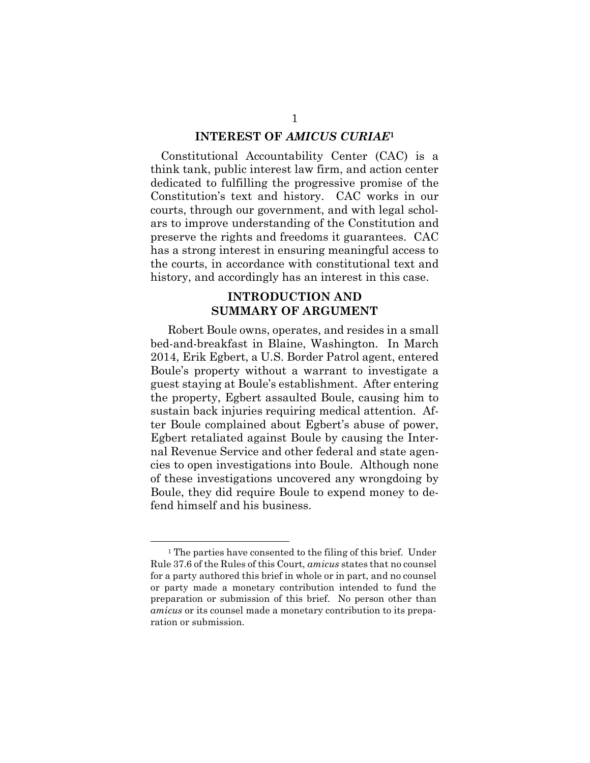## INTEREST OF *AMICUS CURIAE*[1]

Constitutional Accountability Center (CAC) is a think tank, public interest law firm, and action center dedicated to fulfilling the progressive promise of the Constitution's text and history. CAC works in our courts, through our government, and with legal scholars to improve understanding of the Constitution and preserve the rights and freedoms it guarantees. CAC has a strong interest in ensuring meaningful access to the courts, in accordance with constitutional text and history, and accordingly has an interest in this case.

## INTRODUCTION AND SUMMARY OF ARGUMENT

Robert Boule owns, operates, and resides in a small bed-and-breakfast in Blaine, Washington. In March 2014, Erik Egbert, a U.S. Border Patrol agent, entered Boule's property without a warrant to investigate a guest staying at Boule's establishment. After entering the property, Egbert assaulted Boule, causing him to sustain back injuries requiring medical attention. After Boule complained about Egbert's abuse of power, Egbert retaliated against Boule by causing the Internal Revenue Service and other federal and state agencies to open investigations into Boule. Although none of these investigations uncovered any wrongdoing by Boule, they did require Boule to expend money to defend himself and his business.

---

[1] The parties have consented to the filing of this brief. Under Rule 37.6 of the Rules of this Court, *amicus* states that no counsel for a party authored this brief in whole or in part, and no counsel or party made a monetary contribution intended to fund the preparation or submission of this brief. No person other than *amicus* or its counsel made a monetary contribution to its preparation or submission.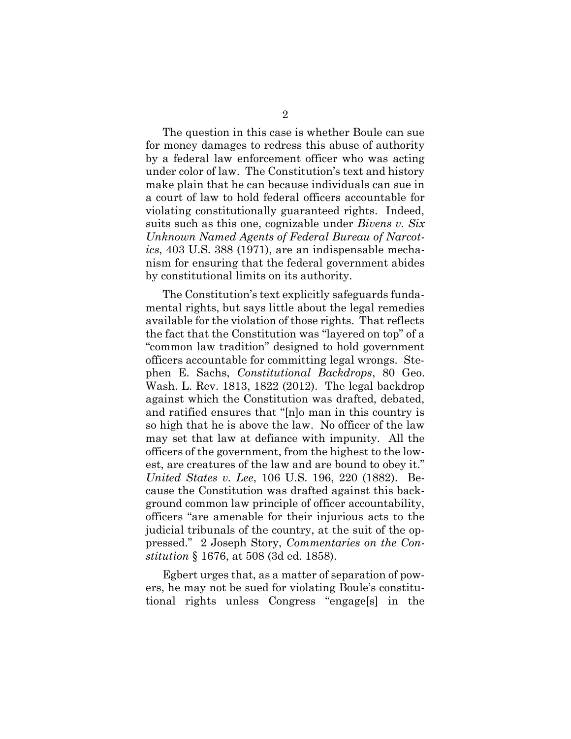The question in this case is whether Boule can sue for money damages to redress this abuse of authority by a federal law enforcement officer who was acting under color of law. The Constitution's text and history make plain that he can because individuals can sue in a court of law to hold federal officers accountable for violating constitutionally guaranteed rights. Indeed, suits such as this one, cognizable under *Bivens v. Six Unknown Named Agents of Federal Bureau of Narcotics*, 403 U.S. 388 (1971), are an indispensable mechanism for ensuring that the federal government abides by constitutional limits on its authority.

The Constitution's text explicitly safeguards fundamental rights, but says little about the legal remedies available for the violation of those rights. That reflects the fact that the Constitution was "layered on top" of a "common law tradition" designed to hold government officers accountable for committing legal wrongs. Stephen E. Sachs, *Constitutional Backdrops*, 80 Geo. Wash. L. Rev. 1813, 1822 (2012). The legal backdrop against which the Constitution was drafted, debated, and ratified ensures that "[n]o man in this country is so high that he is above the law. No officer of the law may set that law at defiance with impunity. All the officers of the government, from the highest to the lowest, are creatures of the law and are bound to obey it." *United States v. Lee*, 106 U.S. 196, 220 (1882). Because the Constitution was drafted against this background common law principle of officer accountability, officers "are amenable for their injurious acts to the judicial tribunals of the country, at the suit of the oppressed." 2 Joseph Story, *Commentaries on the Constitution* § 1676, at 508 (3d ed. 1858).

Egbert urges that, as a matter of separation of powers, he may not be sued for violating Boule's constitutional rights unless Congress "engage[s] in the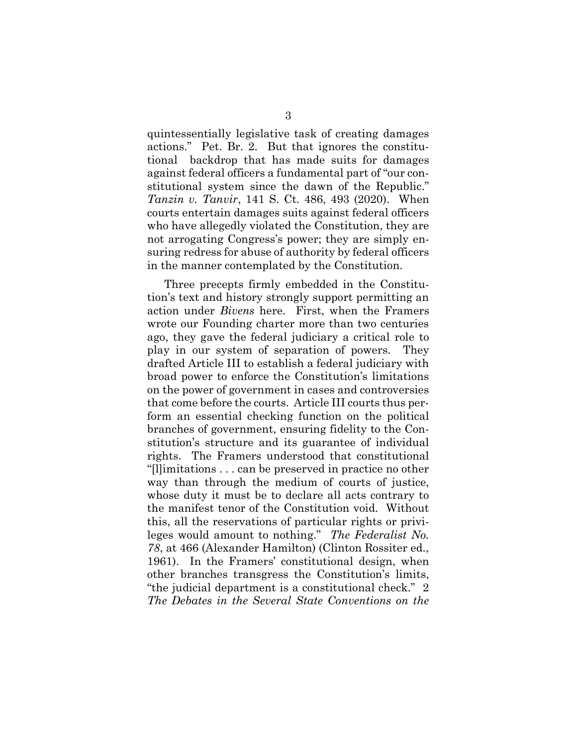quintessentially legislative task of creating damages actions." Pet. Br. 2. But that ignores the constitutional backdrop that has made suits for damages against federal officers a fundamental part of "our constitutional system since the dawn of the Republic." *Tanzin v. Tanvir*, 141 S. Ct. 486, 493 (2020). When courts entertain damages suits against federal officers who have allegedly violated the Constitution, they are not arrogating Congress's power; they are simply ensuring redress for abuse of authority by federal officers in the manner contemplated by the Constitution.

Three precepts firmly embedded in the Constitution's text and history strongly support permitting an action under *Bivens* here. First, when the Framers wrote our Founding charter more than two centuries ago, they gave the federal judiciary a critical role to play in our system of separation of powers. They drafted Article III to establish a federal judiciary with broad power to enforce the Constitution's limitations on the power of government in cases and controversies that come before the courts. Article III courts thus perform an essential checking function on the political branches of government, ensuring fidelity to the Constitution's structure and its guarantee of individual rights. The Framers understood that constitutional "[l]imitations . . . can be preserved in practice no other way than through the medium of courts of justice, whose duty it must be to declare all acts contrary to the manifest tenor of the Constitution void. Without this, all the reservations of particular rights or privileges would amount to nothing." *The Federalist No. 78*, at 466 (Alexander Hamilton) (Clinton Rossiter ed., 1961). In the Framers' constitutional design, when other branches transgress the Constitution's limits, "the judicial department is a constitutional check." 2 *The Debates in the Several State Conventions on the*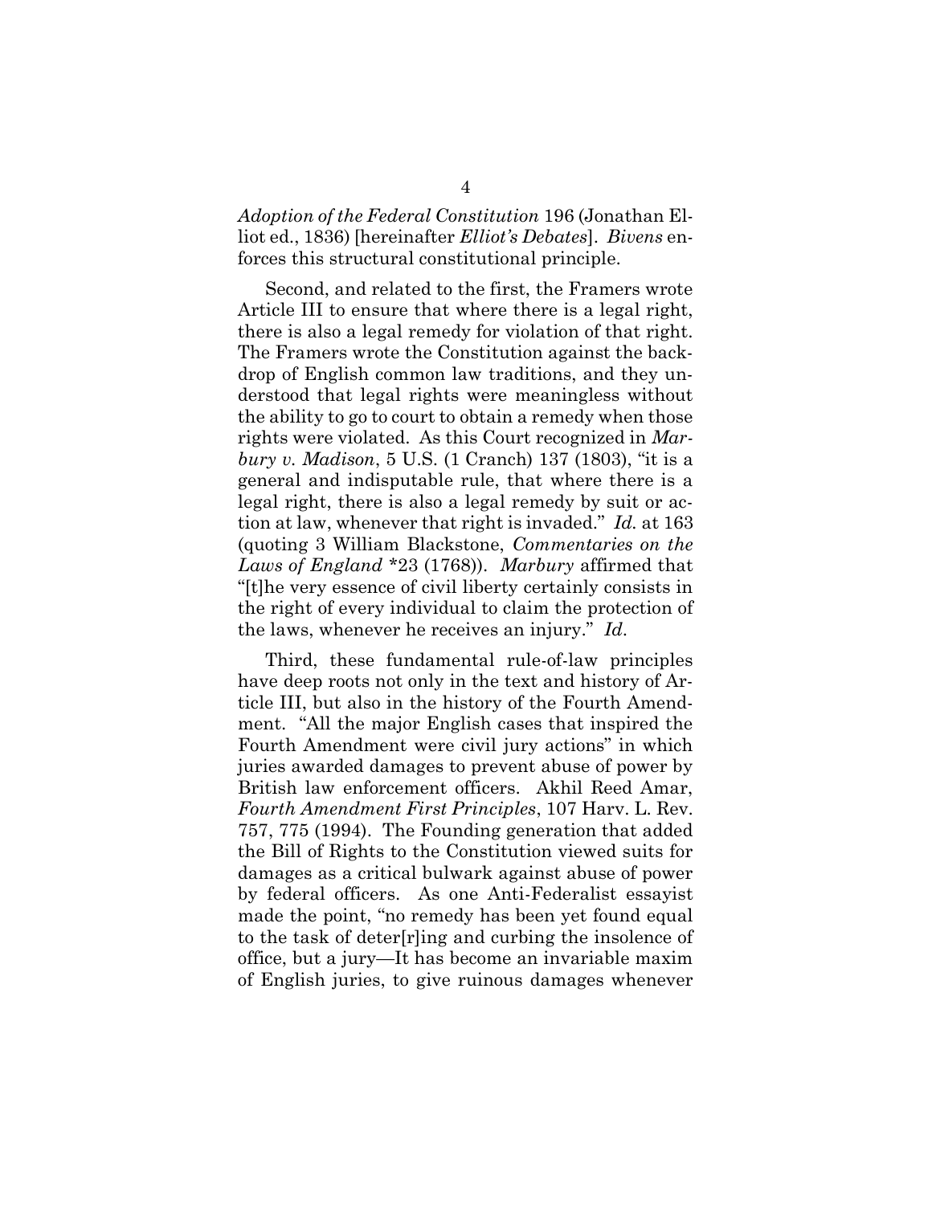*Adoption of the Federal Constitution* 196 (Jonathan Elliot ed., 1836) [hereinafter *Elliot's Debates*]. *Bivens* enforces this structural constitutional principle.

Second, and related to the first, the Framers wrote Article III to ensure that where there is a legal right, there is also a legal remedy for violation of that right. The Framers wrote the Constitution against the backdrop of English common law traditions, and they understood that legal rights were meaningless without the ability to go to court to obtain a remedy when those rights were violated. As this Court recognized in *Marbury v. Madison*, 5 U.S. (1 Cranch) 137 (1803), "it is a general and indisputable rule, that where there is a legal right, there is also a legal remedy by suit or action at law, whenever that right is invaded." *Id.* at 163 (quoting 3 William Blackstone, *Commentaries on the Laws of England* *23 (1768)). *Marbury* affirmed that "[t]he very essence of civil liberty certainly consists in the right of every individual to claim the protection of the laws, whenever he receives an injury." *Id*.

Third, these fundamental rule-of-law principles have deep roots not only in the text and history of Article III, but also in the history of the Fourth Amendment. "All the major English cases that inspired the Fourth Amendment were civil jury actions" in which juries awarded damages to prevent abuse of power by British law enforcement officers. Akhil Reed Amar, *Fourth Amendment First Principles*, 107 Harv. L. Rev. 757, 775 (1994). The Founding generation that added the Bill of Rights to the Constitution viewed suits for damages as a critical bulwark against abuse of power by federal officers. As one Anti-Federalist essayist made the point, "no remedy has been yet found equal to the task of deter[r]ing and curbing the insolence of office, but a jury—It has become an invariable maxim of English juries, to give ruinous damages whenever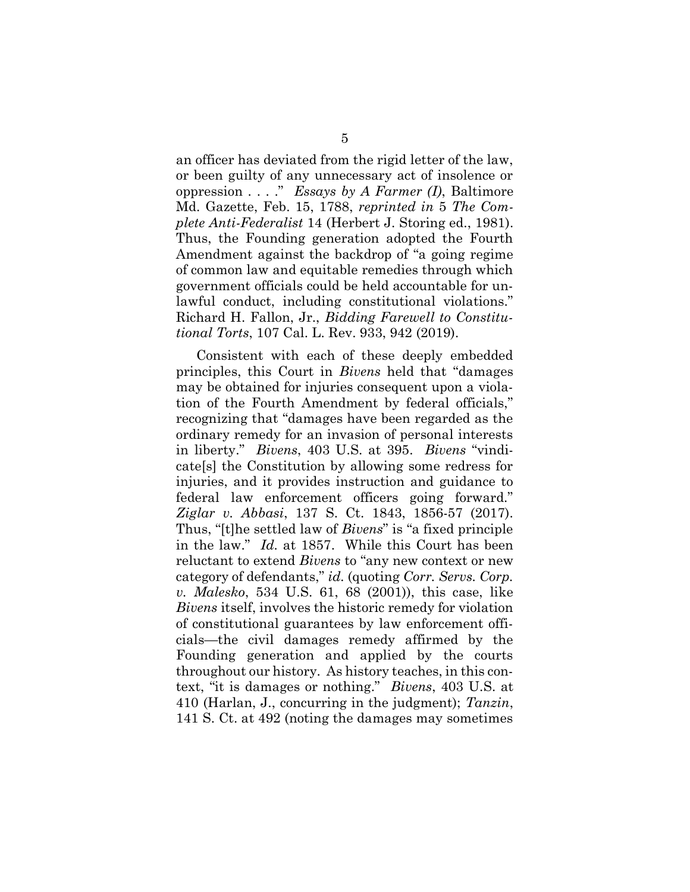an officer has deviated from the rigid letter of the law, or been guilty of any unnecessary act of insolence or oppression . . . ." *Essays by A Farmer (I)*, Baltimore Md. Gazette, Feb. 15, 1788, *reprinted in* 5 *The Complete Anti-Federalist* 14 (Herbert J. Storing ed., 1981). Thus, the Founding generation adopted the Fourth Amendment against the backdrop of "a going regime of common law and equitable remedies through which government officials could be held accountable for unlawful conduct, including constitutional violations." Richard H. Fallon, Jr., *Bidding Farewell to Constitutional Torts*, 107 Cal. L. Rev. 933, 942 (2019).

Consistent with each of these deeply embedded principles, this Court in *Bivens* held that "damages may be obtained for injuries consequent upon a violation of the Fourth Amendment by federal officials," recognizing that "damages have been regarded as the ordinary remedy for an invasion of personal interests in liberty." *Bivens*, 403 U.S. at 395. *Bivens* "vindicate[s] the Constitution by allowing some redress for injuries, and it provides instruction and guidance to federal law enforcement officers going forward." *Ziglar v. Abbasi*, 137 S. Ct. 1843, 1856-57 (2017). Thus, "[t]he settled law of *Bivens*" is "a fixed principle in the law." *Id.* at 1857. While this Court has been reluctant to extend *Bivens* to "any new context or new category of defendants," *id.* (quoting *Corr. Servs. Corp. v. Malesko*, 534 U.S. 61, 68 (2001)), this case, like *Bivens* itself, involves the historic remedy for violation of constitutional guarantees by law enforcement officials—the civil damages remedy affirmed by the Founding generation and applied by the courts throughout our history. As history teaches, in this context, "it is damages or nothing." *Bivens*, 403 U.S. at 410 (Harlan, J., concurring in the judgment); *Tanzin*, 141 S. Ct. at 492 (noting the damages may sometimes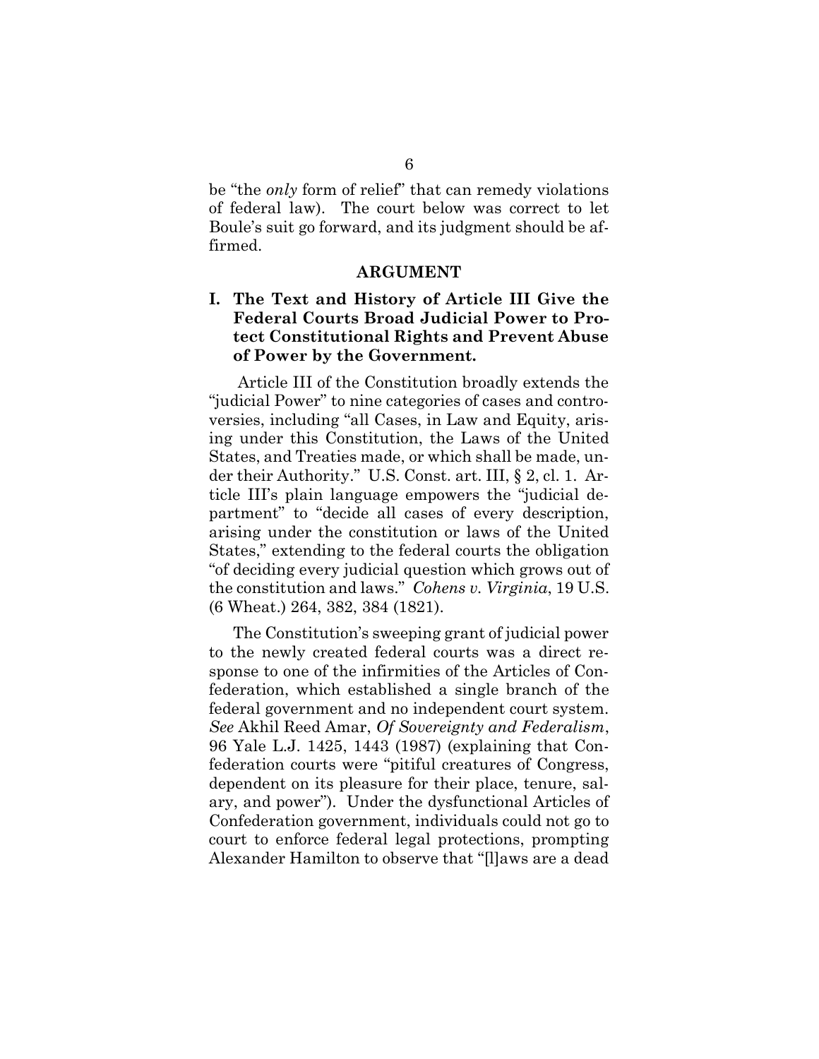be "the *only* form of relief" that can remedy violations of federal law). The court below was correct to let Boule's suit go forward, and its judgment should be affirmed.

## ARGUMENT

### I. The Text and History of Article III Give the Federal Courts Broad Judicial Power to Protect Constitutional Rights and Prevent Abuse of Power by the Government.

Article III of the Constitution broadly extends the "judicial Power" to nine categories of cases and controversies, including "all Cases, in Law and Equity, arising under this Constitution, the Laws of the United States, and Treaties made, or which shall be made, under their Authority." U.S. Const. art. III, § 2, cl. 1. Article III's plain language empowers the "judicial department" to "decide all cases of every description, arising under the constitution or laws of the United States," extending to the federal courts the obligation "of deciding every judicial question which grows out of the constitution and laws." *Cohens v. Virginia*, 19 U.S. (6 Wheat.) 264, 382, 384 (1821).

The Constitution's sweeping grant of judicial power to the newly created federal courts was a direct response to one of the infirmities of the Articles of Confederation, which established a single branch of the federal government and no independent court system. *See* Akhil Reed Amar, *Of Sovereignty and Federalism*, 96 Yale L.J. 1425, 1443 (1987) (explaining that Confederation courts were "pitiful creatures of Congress, dependent on its pleasure for their place, tenure, salary, and power"). Under the dysfunctional Articles of Confederation government, individuals could not go to court to enforce federal legal protections, prompting Alexander Hamilton to observe that "[l]aws are a dead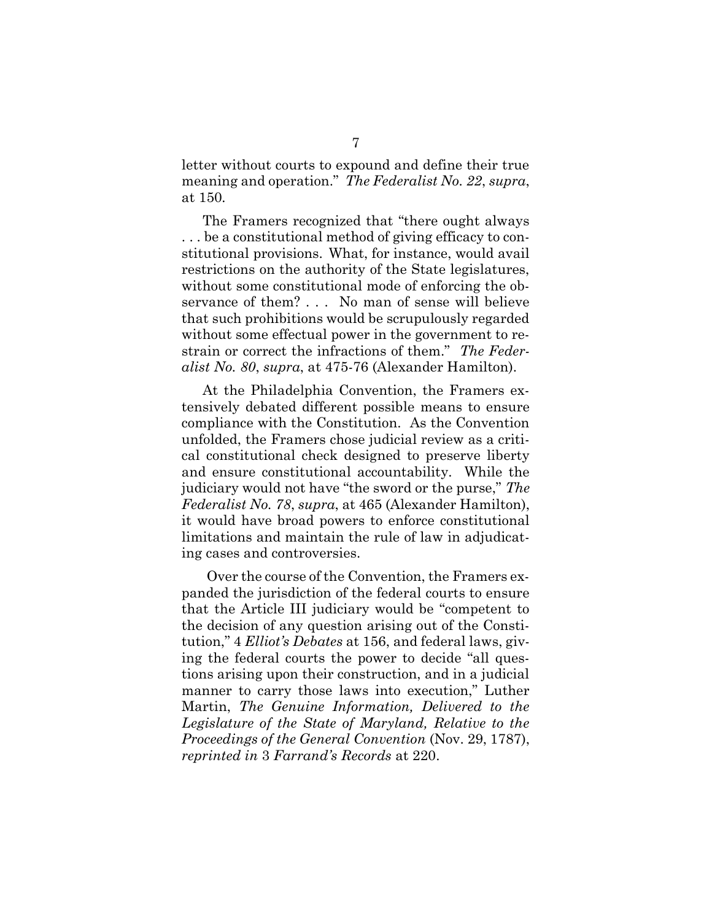letter without courts to expound and define their true meaning and operation." *The Federalist No. 22*, *supra*, at 150.

The Framers recognized that "there ought always . . . be a constitutional method of giving efficacy to constitutional provisions. What, for instance, would avail restrictions on the authority of the State legislatures, without some constitutional mode of enforcing the observance of them? . . . No man of sense will believe that such prohibitions would be scrupulously regarded without some effectual power in the government to restrain or correct the infractions of them." *The Federalist No. 80*, *supra*, at 475-76 (Alexander Hamilton).

At the Philadelphia Convention, the Framers extensively debated different possible means to ensure compliance with the Constitution. As the Convention unfolded, the Framers chose judicial review as a critical constitutional check designed to preserve liberty and ensure constitutional accountability. While the judiciary would not have "the sword or the purse," *The Federalist No. 78*, *supra*, at 465 (Alexander Hamilton), it would have broad powers to enforce constitutional limitations and maintain the rule of law in adjudicating cases and controversies.

Over the course of the Convention, the Framers expanded the jurisdiction of the federal courts to ensure that the Article III judiciary would be "competent to the decision of any question arising out of the Constitution," 4 *Elliot's Debates* at 156, and federal laws, giving the federal courts the power to decide "all questions arising upon their construction, and in a judicial manner to carry those laws into execution," Luther Martin, *The Genuine Information, Delivered to the Legislature of the State of Maryland, Relative to the Proceedings of the General Convention* (Nov. 29, 1787), *reprinted in* 3 *Farrand's Records* at 220.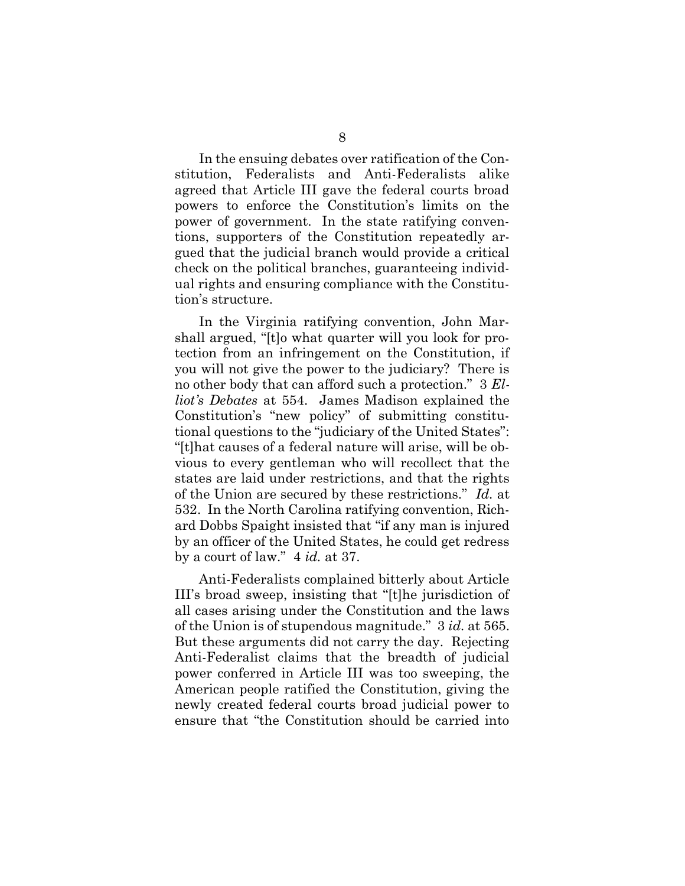In the ensuing debates over ratification of the Constitution, Federalists and Anti-Federalists alike agreed that Article III gave the federal courts broad powers to enforce the Constitution's limits on the power of government. In the state ratifying conventions, supporters of the Constitution repeatedly argued that the judicial branch would provide a critical check on the political branches, guaranteeing individual rights and ensuring compliance with the Constitution's structure.

In the Virginia ratifying convention, John Marshall argued, "[t]o what quarter will you look for protection from an infringement on the Constitution, if you will not give the power to the judiciary? There is no other body that can afford such a protection." 3 *Elliot's Debates* at 554. James Madison explained the Constitution's "new policy" of submitting constitutional questions to the "judiciary of the United States": "[t]hat causes of a federal nature will arise, will be obvious to every gentleman who will recollect that the states are laid under restrictions, and that the rights of the Union are secured by these restrictions." *Id.* at 532. In the North Carolina ratifying convention, Richard Dobbs Spaight insisted that "if any man is injured by an officer of the United States, he could get redress by a court of law." 4 *id.* at 37.

Anti-Federalists complained bitterly about Article III's broad sweep, insisting that "[t]he jurisdiction of all cases arising under the Constitution and the laws of the Union is of stupendous magnitude." 3 *id.* at 565. But these arguments did not carry the day. Rejecting Anti-Federalist claims that the breadth of judicial power conferred in Article III was too sweeping, the American people ratified the Constitution, giving the newly created federal courts broad judicial power to ensure that "the Constitution should be carried into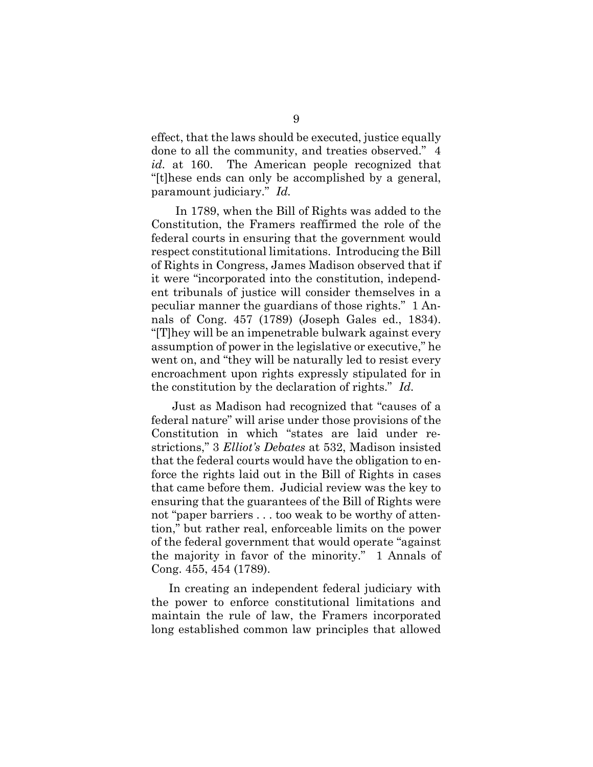effect, that the laws should be executed, justice equally done to all the community, and treaties observed." 4 *id*. at 160. The American people recognized that "[t]hese ends can only be accomplished by a general, paramount judiciary." *Id*.

In 1789, when the Bill of Rights was added to the Constitution, the Framers reaffirmed the role of the federal courts in ensuring that the government would respect constitutional limitations. Introducing the Bill of Rights in Congress, James Madison observed that if it were "incorporated into the constitution, independent tribunals of justice will consider themselves in a peculiar manner the guardians of those rights." 1 Annals of Cong. 457 (1789) (Joseph Gales ed., 1834). "[T]hey will be an impenetrable bulwark against every assumption of power in the legislative or executive," he went on, and "they will be naturally led to resist every encroachment upon rights expressly stipulated for in the constitution by the declaration of rights." *Id*.

Just as Madison had recognized that "causes of a federal nature" will arise under those provisions of the Constitution in which "states are laid under restrictions," 3 *Elliot's Debates* at 532, Madison insisted that the federal courts would have the obligation to enforce the rights laid out in the Bill of Rights in cases that came before them. Judicial review was the key to ensuring that the guarantees of the Bill of Rights were not "paper barriers . . . too weak to be worthy of attention," but rather real, enforceable limits on the power of the federal government that would operate "against the majority in favor of the minority." 1 Annals of Cong. 455, 454 (1789).

In creating an independent federal judiciary with the power to enforce constitutional limitations and maintain the rule of law, the Framers incorporated long established common law principles that allowed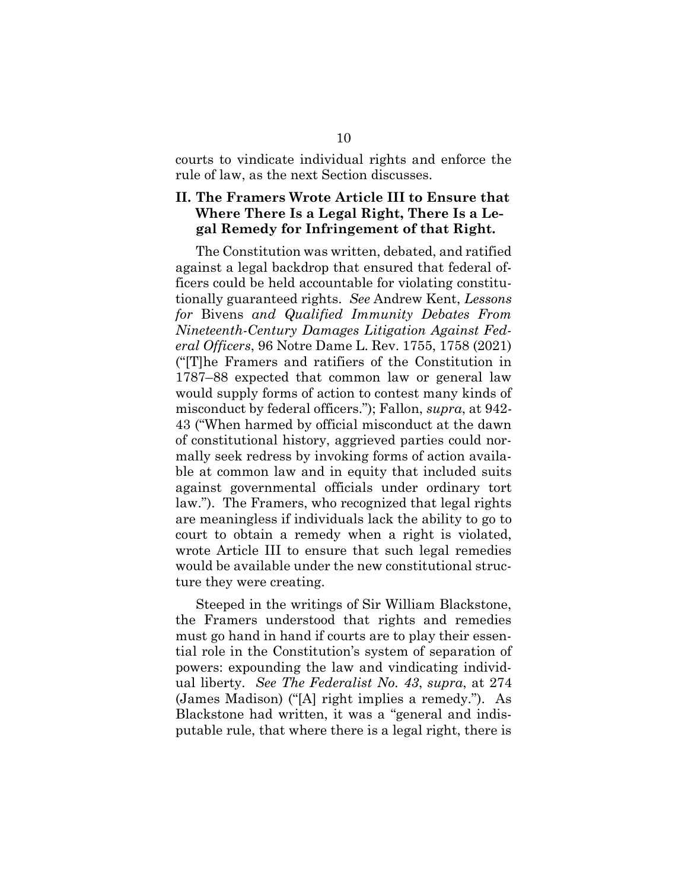courts to vindicate individual rights and enforce the rule of law, as the next Section discusses.

## II. The Framers Wrote Article III to Ensure that Where There Is a Legal Right, There Is a Legal Remedy for Infringement of that Right.

The Constitution was written, debated, and ratified against a legal backdrop that ensured that federal officers could be held accountable for violating constitutionally guaranteed rights. *See* Andrew Kent, *Lessons for* Bivens *and Qualified Immunity Debates From Nineteenth-Century Damages Litigation Against Federal Officers*, 96 Notre Dame L. Rev. 1755, 1758 (2021) ("[T]he Framers and ratifiers of the Constitution in 1787–88 expected that common law or general law would supply forms of action to contest many kinds of misconduct by federal officers."); Fallon, *supra*, at 942-43 ("When harmed by official misconduct at the dawn of constitutional history, aggrieved parties could normally seek redress by invoking forms of action available at common law and in equity that included suits against governmental officials under ordinary tort law."). The Framers, who recognized that legal rights are meaningless if individuals lack the ability to go to court to obtain a remedy when a right is violated, wrote Article III to ensure that such legal remedies would be available under the new constitutional structure they were creating.

Steeped in the writings of Sir William Blackstone, the Framers understood that rights and remedies must go hand in hand if courts are to play their essential role in the Constitution's system of separation of powers: expounding the law and vindicating individual liberty. *See The Federalist No. 43*, *supra*, at 274 (James Madison) ("[A] right implies a remedy."). As Blackstone had written, it was a "general and indisputable rule, that where there is a legal right, there is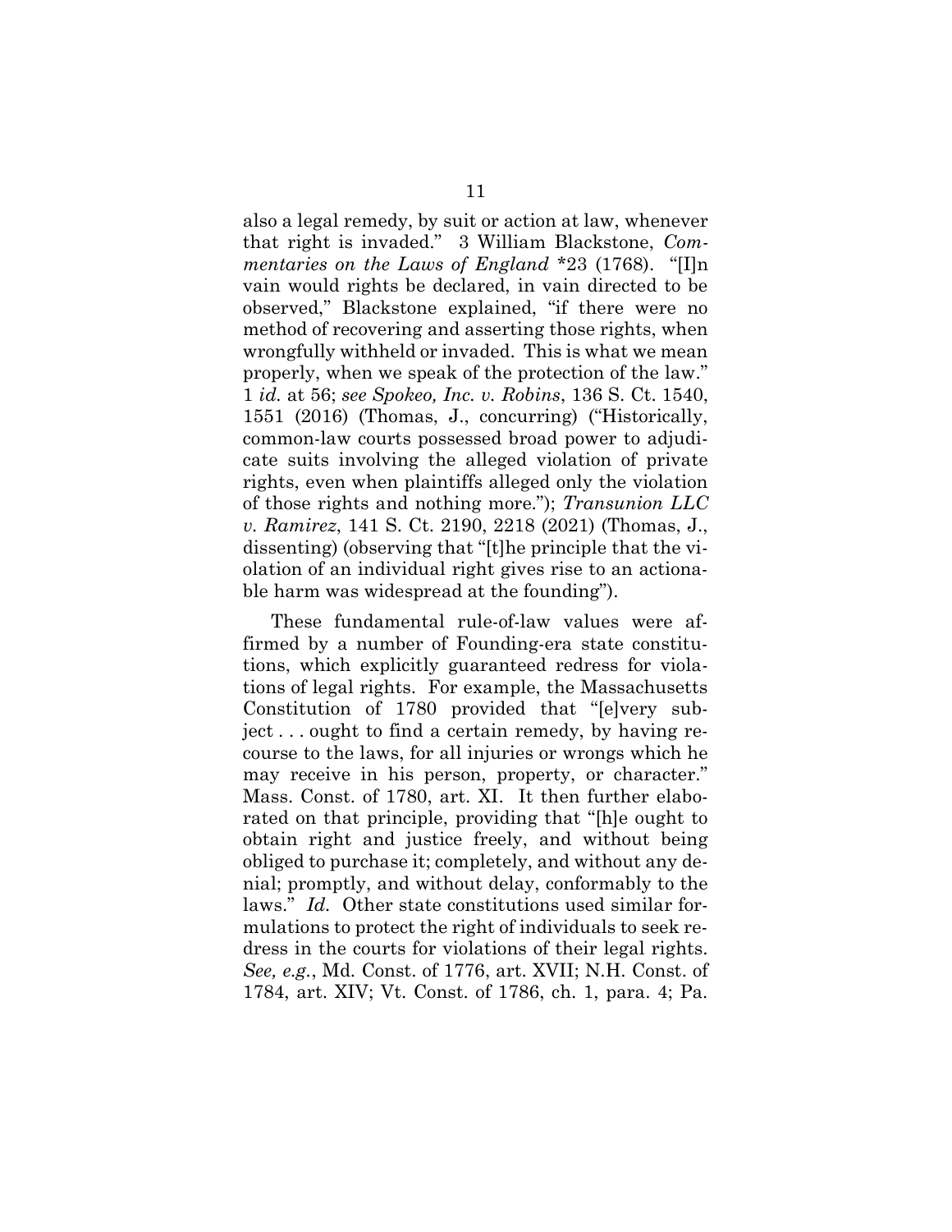also a legal remedy, by suit or action at law, whenever that right is invaded." 3 William Blackstone, *Commentaries on the Laws of England* *23 (1768). "[I]n vain would rights be declared, in vain directed to be observed," Blackstone explained, "if there were no method of recovering and asserting those rights, when wrongfully withheld or invaded. This is what we mean properly, when we speak of the protection of the law." 1 *id.* at 56; *see Spokeo, Inc. v. Robins*, 136 S. Ct. 1540, 1551 (2016) (Thomas, J., concurring) ("Historically, common-law courts possessed broad power to adjudicate suits involving the alleged violation of private rights, even when plaintiffs alleged only the violation of those rights and nothing more."); *Transunion LLC v. Ramirez*, 141 S. Ct. 2190, 2218 (2021) (Thomas, J., dissenting) (observing that "[t]he principle that the violation of an individual right gives rise to an actionable harm was widespread at the founding").

These fundamental rule-of-law values were affirmed by a number of Founding-era state constitutions, which explicitly guaranteed redress for violations of legal rights. For example, the Massachusetts Constitution of 1780 provided that "[e]very subject . . . ought to find a certain remedy, by having recourse to the laws, for all injuries or wrongs which he may receive in his person, property, or character." Mass. Const. of 1780, art. XI. It then further elaborated on that principle, providing that "[h]e ought to obtain right and justice freely, and without being obliged to purchase it; completely, and without any denial; promptly, and without delay, conformably to the laws." *Id.* Other state constitutions used similar formulations to protect the right of individuals to seek redress in the courts for violations of their legal rights. *See, e.g.*, Md. Const. of 1776, art. XVII; N.H. Const. of 1784, art. XIV; Vt. Const. of 1786, ch. 1, para. 4; Pa.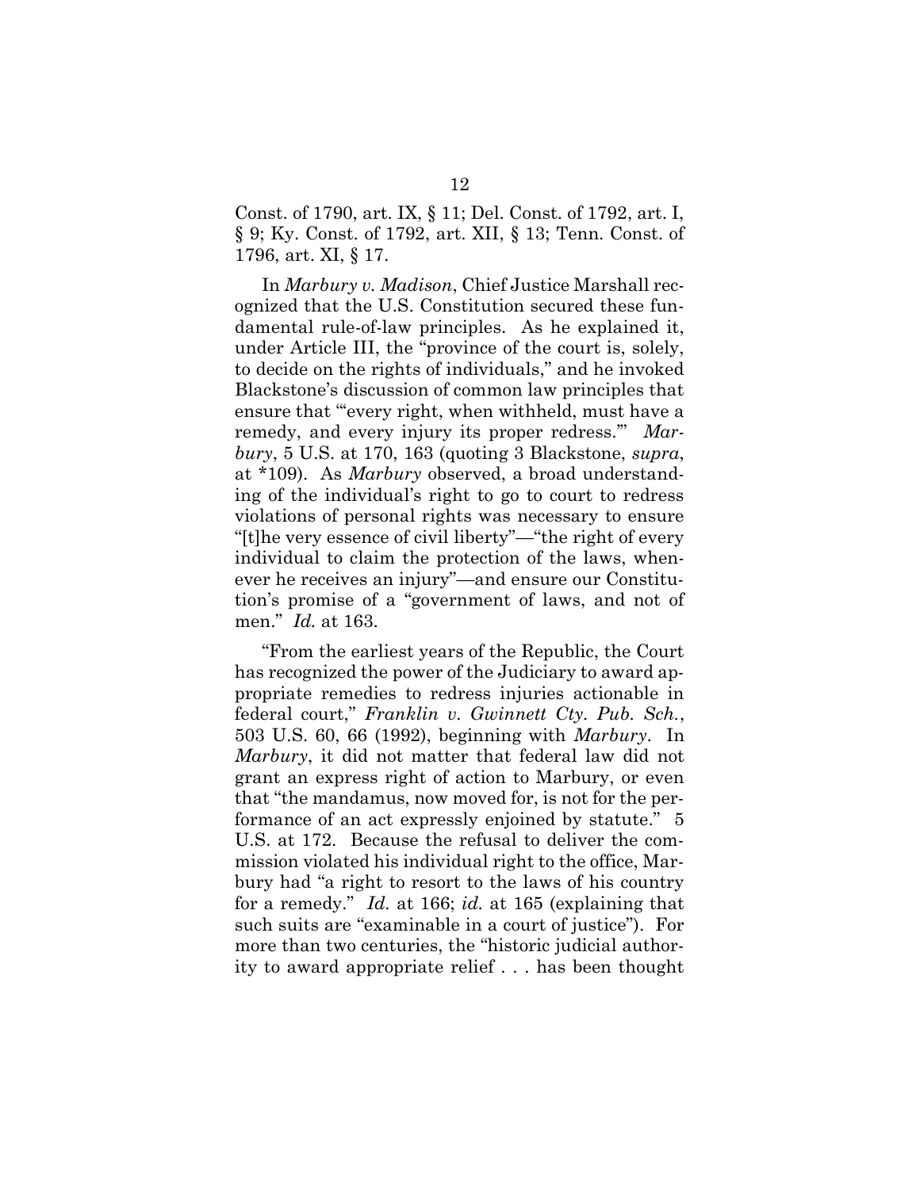Const. of 1790, art. IX, § 11; Del. Const. of 1792, art. I, § 9; Ky. Const. of 1792, art. XII, § 13; Tenn. Const. of 1796, art. XI, § 17.

In *Marbury v. Madison*, Chief Justice Marshall recognized that the U.S. Constitution secured these fundamental rule-of-law principles. As he explained it, under Article III, the "province of the court is, solely, to decide on the rights of individuals," and he invoked Blackstone's discussion of common law principles that ensure that "'every right, when withheld, must have a remedy, and every injury its proper redress.'" *Marbury*, 5 U.S. at 170, 163 (quoting 3 Blackstone, *supra*, at *109). As *Marbury* observed, a broad understanding of the individual's right to go to court to redress violations of personal rights was necessary to ensure "[t]he very essence of civil liberty"—"the right of every individual to claim the protection of the laws, whenever he receives an injury"—and ensure our Constitution's promise of a "government of laws, and not of men." *Id.* at 163.

"From the earliest years of the Republic, the Court has recognized the power of the Judiciary to award appropriate remedies to redress injuries actionable in federal court," *Franklin v. Gwinnett Cty. Pub. Sch.*, 503 U.S. 60, 66 (1992), beginning with *Marbury*. In *Marbury*, it did not matter that federal law did not grant an express right of action to Marbury, or even that "the mandamus, now moved for, is not for the performance of an act expressly enjoined by statute." 5 U.S. at 172. Because the refusal to deliver the commission violated his individual right to the office, Marbury had "a right to resort to the laws of his country for a remedy." *Id.* at 166; *id.* at 165 (explaining that such suits are "examinable in a court of justice"). For more than two centuries, the "historic judicial authority to award appropriate relief . . . has been thought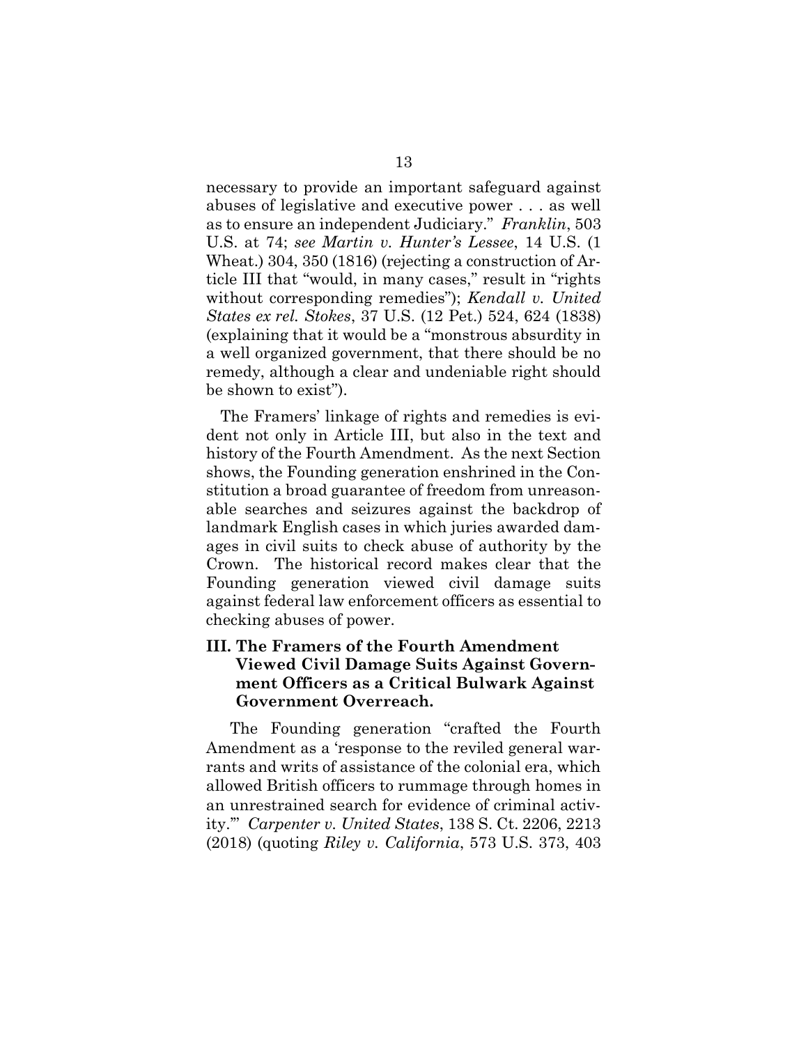necessary to provide an important safeguard against abuses of legislative and executive power . . . as well as to ensure an independent Judiciary." *Franklin*, 503 U.S. at 74; *see Martin v. Hunter's Lessee*, 14 U.S. (1 Wheat.) 304, 350 (1816) (rejecting a construction of Article III that "would, in many cases," result in "rights without corresponding remedies"); *Kendall v. United States ex rel. Stokes*, 37 U.S. (12 Pet.) 524, 624 (1838) (explaining that it would be a "monstrous absurdity in a well organized government, that there should be no remedy, although a clear and undeniable right should be shown to exist").

The Framers' linkage of rights and remedies is evident not only in Article III, but also in the text and history of the Fourth Amendment. As the next Section shows, the Founding generation enshrined in the Constitution a broad guarantee of freedom from unreasonable searches and seizures against the backdrop of landmark English cases in which juries awarded damages in civil suits to check abuse of authority by the Crown. The historical record makes clear that the Founding generation viewed civil damage suits against federal law enforcement officers as essential to checking abuses of power.

### III. The Framers of the Fourth Amendment Viewed Civil Damage Suits Against Government Officers as a Critical Bulwark Against Government Overreach.

The Founding generation "crafted the Fourth Amendment as a 'response to the reviled general warrants and writs of assistance of the colonial era, which allowed British officers to rummage through homes in an unrestrained search for evidence of criminal activity.'" *Carpenter v. United States*, 138 S. Ct. 2206, 2213 (2018) (quoting *Riley v. California*, 573 U.S. 373, 403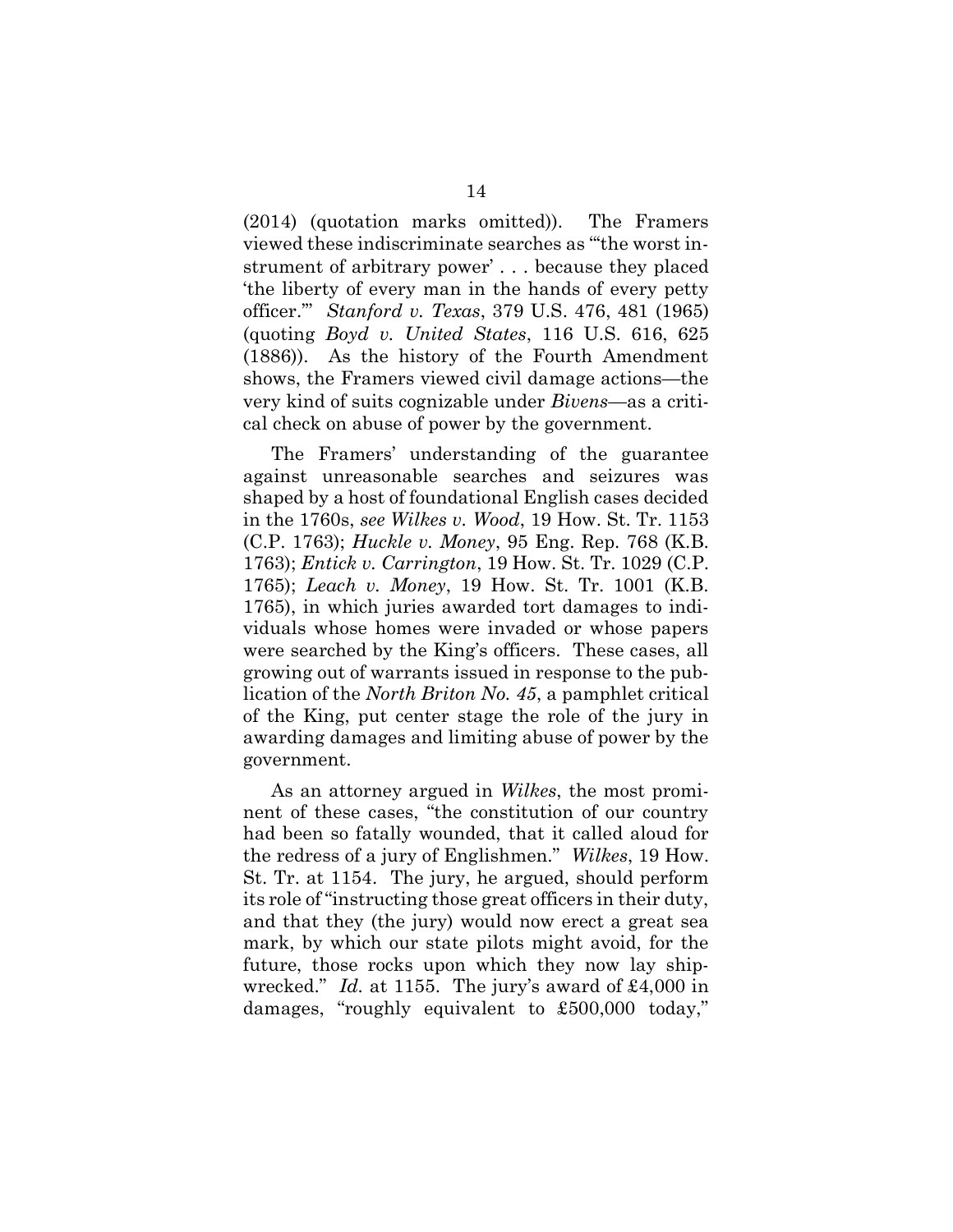(2014) (quotation marks omitted)). The Framers viewed these indiscriminate searches as "'the worst instrument of arbitrary power' . . . because they placed 'the liberty of every man in the hands of every petty officer.'" *Stanford v. Texas*, 379 U.S. 476, 481 (1965) (quoting *Boyd v. United States*, 116 U.S. 616, 625 (1886)). As the history of the Fourth Amendment shows, the Framers viewed civil damage actions—the very kind of suits cognizable under *Bivens*—as a critical check on abuse of power by the government.

The Framers' understanding of the guarantee against unreasonable searches and seizures was shaped by a host of foundational English cases decided in the 1760s, *see Wilkes v. Wood*, 19 How. St. Tr. 1153 (C.P. 1763); *Huckle v. Money*, 95 Eng. Rep. 768 (K.B. 1763); *Entick v. Carrington*, 19 How. St. Tr. 1029 (C.P. 1765); *Leach v. Money*, 19 How. St. Tr. 1001 (K.B. 1765), in which juries awarded tort damages to individuals whose homes were invaded or whose papers were searched by the King's officers. These cases, all growing out of warrants issued in response to the publication of the *North Briton No. 45*, a pamphlet critical of the King, put center stage the role of the jury in awarding damages and limiting abuse of power by the government.

As an attorney argued in *Wilkes*, the most prominent of these cases, "the constitution of our country had been so fatally wounded, that it called aloud for the redress of a jury of Englishmen." *Wilkes*, 19 How. St. Tr. at 1154. The jury, he argued, should perform its role of "instructing those great officers in their duty, and that they (the jury) would now erect a great sea mark, by which our state pilots might avoid, for the future, those rocks upon which they now lay shipwrecked." *Id.* at 1155. The jury's award of £4,000 in damages, "roughly equivalent to £500,000 today,"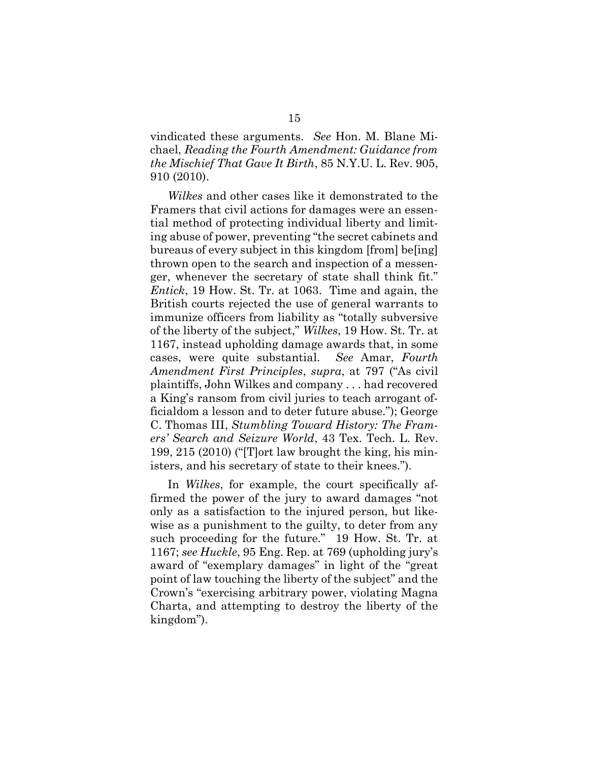vindicated these arguments. *See* Hon. M. Blane Michael, *Reading the Fourth Amendment: Guidance from the Mischief That Gave It Birth*, 85 N.Y.U. L. Rev. 905, 910 (2010).

*Wilkes* and other cases like it demonstrated to the Framers that civil actions for damages were an essential method of protecting individual liberty and limiting abuse of power, preventing "the secret cabinets and bureaus of every subject in this kingdom [from] be[ing] thrown open to the search and inspection of a messenger, whenever the secretary of state shall think fit." *Entick*, 19 How. St. Tr. at 1063. Time and again, the British courts rejected the use of general warrants to immunize officers from liability as "totally subversive of the liberty of the subject," *Wilkes*, 19 How. St. Tr. at 1167, instead upholding damage awards that, in some cases, were quite substantial. *See* Amar, *Fourth Amendment First Principles*, *supra*, at 797 ("As civil plaintiffs, John Wilkes and company . . . had recovered a King's ransom from civil juries to teach arrogant officialdom a lesson and to deter future abuse."); George C. Thomas III, *Stumbling Toward History: The Framers' Search and Seizure World*, 43 Tex. Tech. L. Rev. 199, 215 (2010) ("[T]ort law brought the king, his ministers, and his secretary of state to their knees.").

In *Wilkes*, for example, the court specifically affirmed the power of the jury to award damages "not only as a satisfaction to the injured person, but likewise as a punishment to the guilty, to deter from any such proceeding for the future." 19 How. St. Tr. at 1167; *see Huckle*, 95 Eng. Rep. at 769 (upholding jury's award of "exemplary damages" in light of the "great point of law touching the liberty of the subject" and the Crown's "exercising arbitrary power, violating Magna Charta, and attempting to destroy the liberty of the kingdom").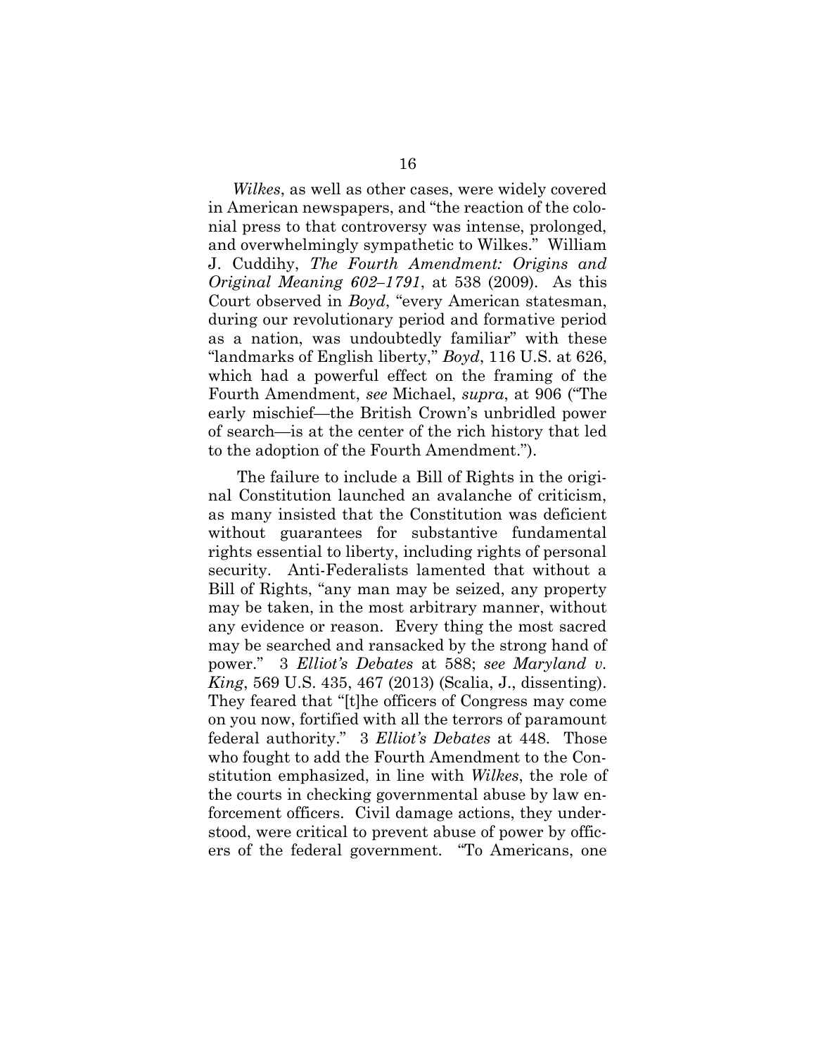*Wilkes*, as well as other cases, were widely covered in American newspapers, and "the reaction of the colonial press to that controversy was intense, prolonged, and overwhelmingly sympathetic to Wilkes." William J. Cuddihy, *The Fourth Amendment: Origins and Original Meaning 602–1791*, at 538 (2009). As this Court observed in *Boyd*, "every American statesman, during our revolutionary period and formative period as a nation, was undoubtedly familiar" with these "landmarks of English liberty," *Boyd*, 116 U.S. at 626, which had a powerful effect on the framing of the Fourth Amendment, *see* Michael, *supra*, at 906 ("The early mischief—the British Crown's unbridled power of search—is at the center of the rich history that led to the adoption of the Fourth Amendment.").

The failure to include a Bill of Rights in the original Constitution launched an avalanche of criticism, as many insisted that the Constitution was deficient without guarantees for substantive fundamental rights essential to liberty, including rights of personal security. Anti-Federalists lamented that without a Bill of Rights, "any man may be seized, any property may be taken, in the most arbitrary manner, without any evidence or reason. Every thing the most sacred may be searched and ransacked by the strong hand of power." 3 *Elliot's Debates* at 588; *see Maryland v. King*, 569 U.S. 435, 467 (2013) (Scalia, J., dissenting). They feared that "[t]he officers of Congress may come on you now, fortified with all the terrors of paramount federal authority." 3 *Elliot's Debates* at 448. Those who fought to add the Fourth Amendment to the Constitution emphasized, in line with *Wilkes*, the role of the courts in checking governmental abuse by law enforcement officers. Civil damage actions, they understood, were critical to prevent abuse of power by officers of the federal government. "To Americans, one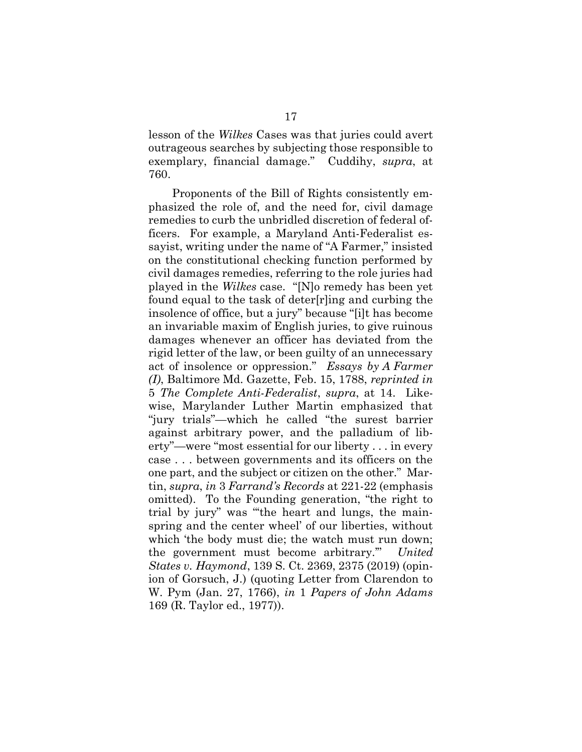lesson of the *Wilkes* Cases was that juries could avert outrageous searches by subjecting those responsible to exemplary, financial damage." Cuddihy, *supra*, at 760.

Proponents of the Bill of Rights consistently emphasized the role of, and the need for, civil damage remedies to curb the unbridled discretion of federal officers. For example, a Maryland Anti-Federalist essayist, writing under the name of "A Farmer," insisted on the constitutional checking function performed by civil damages remedies, referring to the role juries had played in the *Wilkes* case. "[N]o remedy has been yet found equal to the task of deter[r]ing and curbing the insolence of office, but a jury" because "[i]t has become an invariable maxim of English juries, to give ruinous damages whenever an officer has deviated from the rigid letter of the law, or been guilty of an unnecessary act of insolence or oppression." *Essays by A Farmer (I)*, Baltimore Md. Gazette, Feb. 15, 1788, *reprinted in* 5 *The Complete Anti-Federalist*, *supra*, at 14. Likewise, Marylander Luther Martin emphasized that "jury trials"—which he called "the surest barrier against arbitrary power, and the palladium of liberty"—were "most essential for our liberty . . . in every case . . . between governments and its officers on the one part, and the subject or citizen on the other." Martin, *supra*, *in* 3 *Farrand's Records* at 221-22 (emphasis omitted). To the Founding generation, "the right to trial by jury" was "'the heart and lungs, the mainspring and the center wheel' of our liberties, without which 'the body must die; the watch must run down; the government must become arbitrary.'" *United States v. Haymond*, 139 S. Ct. 2369, 2375 (2019) (opinion of Gorsuch, J.) (quoting Letter from Clarendon to W. Pym (Jan. 27, 1766), *in* 1 *Papers of John Adams* 169 (R. Taylor ed., 1977)).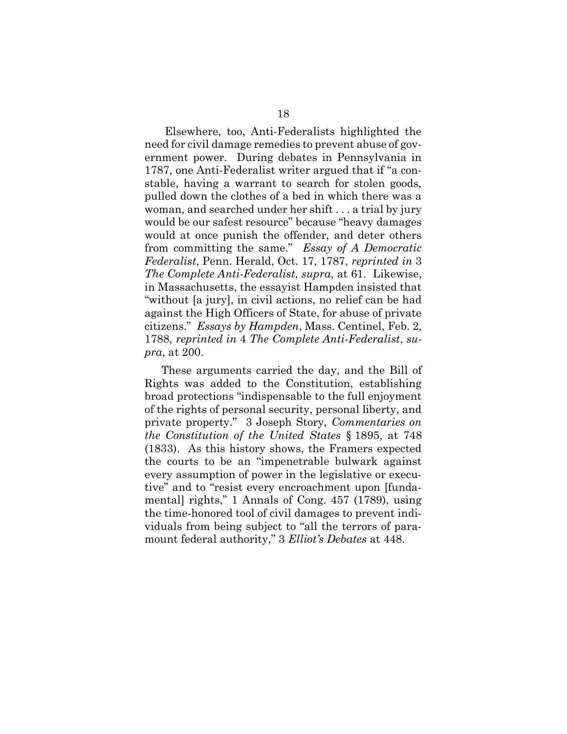Elsewhere, too, Anti-Federalists highlighted the need for civil damage remedies to prevent abuse of government power. During debates in Pennsylvania in 1787, one Anti-Federalist writer argued that if "a constable, having a warrant to search for stolen goods, pulled down the clothes of a bed in which there was a woman, and searched under her shift . . . a trial by jury would be our safest resource" because "heavy damages would at once punish the offender, and deter others from committing the same." *Essay of A Democratic Federalist*, Penn. Herald, Oct. 17, 1787, *reprinted in* 3 *The Complete Anti-Federalist*, *supra*, at 61. Likewise, in Massachusetts, the essayist Hampden insisted that "without [a jury], in civil actions, no relief can be had against the High Officers of State, for abuse of private citizens." *Essays by Hampden*, Mass. Centinel, Feb. 2, 1788, *reprinted in* 4 *The Complete Anti-Federalist*, *supra*, at 200.

These arguments carried the day, and the Bill of Rights was added to the Constitution, establishing broad protections "indispensable to the full enjoyment of the rights of personal security, personal liberty, and private property." 3 Joseph Story, *Commentaries on the Constitution of the United States* § 1895, at 748 (1833). As this history shows, the Framers expected the courts to be an "impenetrable bulwark against every assumption of power in the legislative or executive" and to "resist every encroachment upon [fundamental] rights," 1 Annals of Cong. 457 (1789), using the time-honored tool of civil damages to prevent individuals from being subject to "all the terrors of paramount federal authority," 3 *Elliot's Debates* at 448.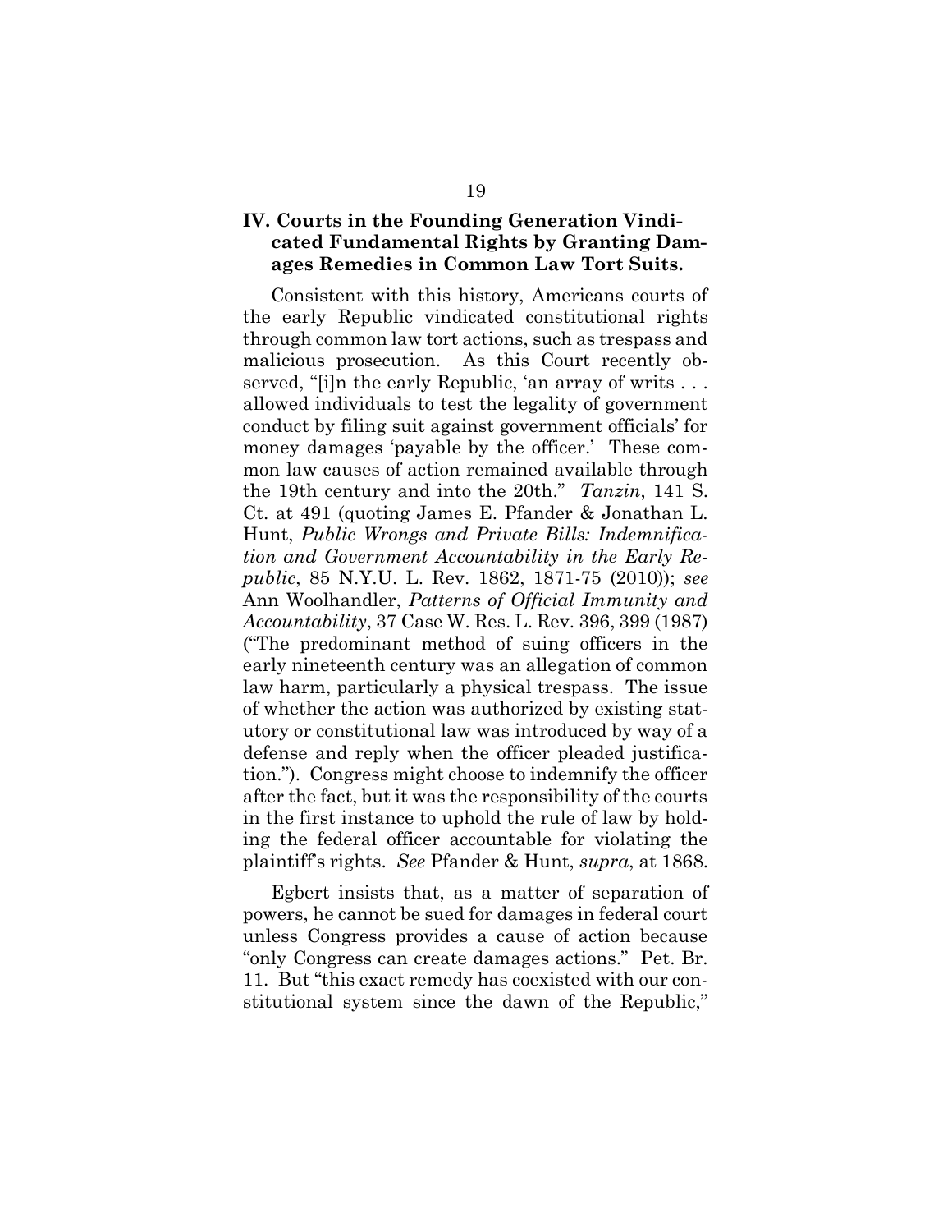## IV. Courts in the Founding Generation Vindicated Fundamental Rights by Granting Damages Remedies in Common Law Tort Suits.

Consistent with this history, Americans courts of the early Republic vindicated constitutional rights through common law tort actions, such as trespass and malicious prosecution. As this Court recently observed, "[i]n the early Republic, 'an array of writs . . . allowed individuals to test the legality of government conduct by filing suit against government officials' for money damages 'payable by the officer.' These common law causes of action remained available through the 19th century and into the 20th." *Tanzin*, 141 S. Ct. at 491 (quoting James E. Pfander & Jonathan L. Hunt, *Public Wrongs and Private Bills: Indemnification and Government Accountability in the Early Republic*, 85 N.Y.U. L. Rev. 1862, 1871-75 (2010)); *see* Ann Woolhandler, *Patterns of Official Immunity and Accountability*, 37 Case W. Res. L. Rev. 396, 399 (1987) ("The predominant method of suing officers in the early nineteenth century was an allegation of common law harm, particularly a physical trespass. The issue of whether the action was authorized by existing statutory or constitutional law was introduced by way of a defense and reply when the officer pleaded justification."). Congress might choose to indemnify the officer after the fact, but it was the responsibility of the courts in the first instance to uphold the rule of law by holding the federal officer accountable for violating the plaintiff's rights. *See* Pfander & Hunt, *supra*, at 1868.

Egbert insists that, as a matter of separation of powers, he cannot be sued for damages in federal court unless Congress provides a cause of action because "only Congress can create damages actions." Pet. Br. 11. But "this exact remedy has coexisted with our constitutional system since the dawn of the Republic,"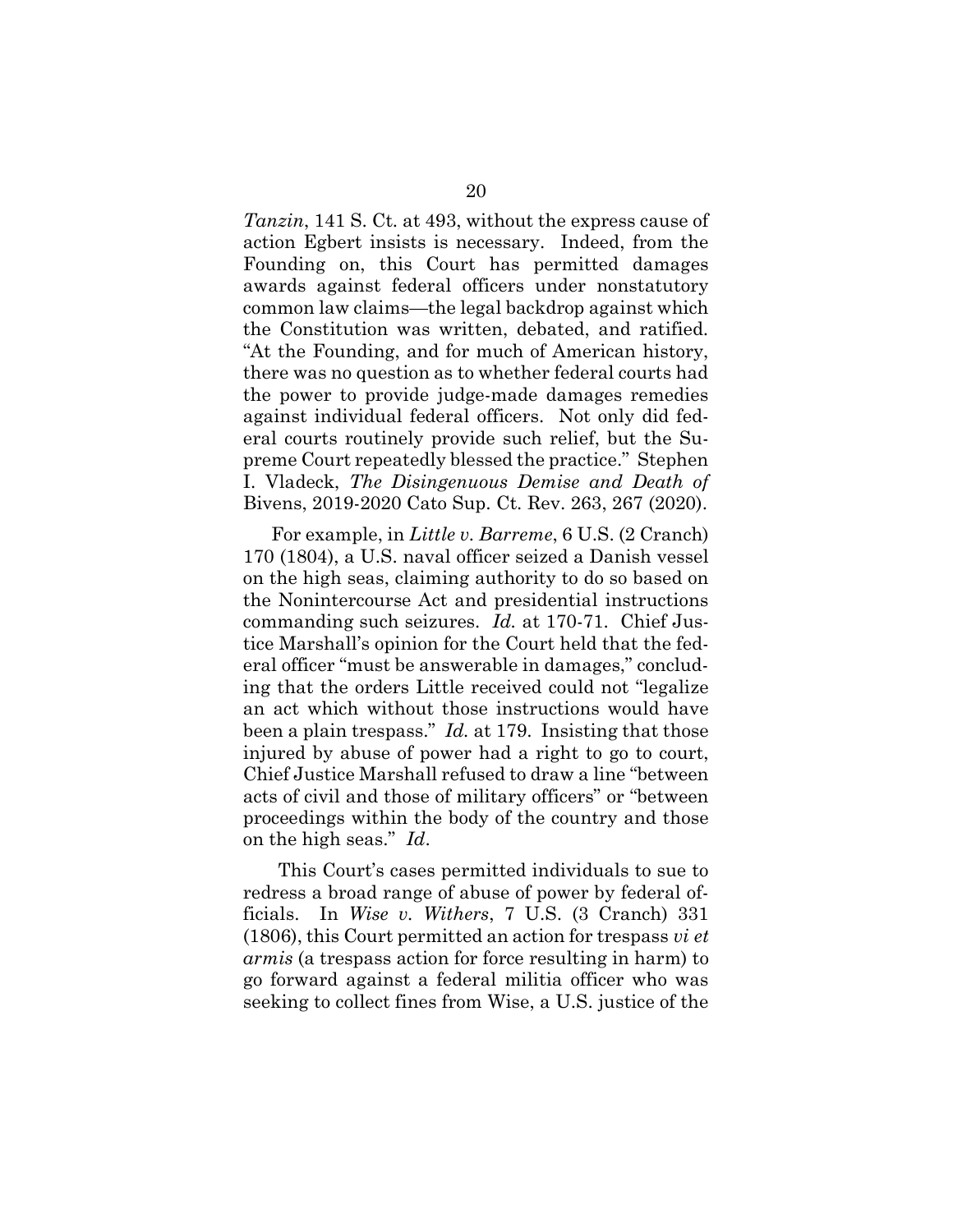*Tanzin*, 141 S. Ct. at 493, without the express cause of action Egbert insists is necessary. Indeed, from the Founding on, this Court has permitted damages awards against federal officers under nonstatutory common law claims—the legal backdrop against which the Constitution was written, debated, and ratified. "At the Founding, and for much of American history, there was no question as to whether federal courts had the power to provide judge-made damages remedies against individual federal officers. Not only did federal courts routinely provide such relief, but the Supreme Court repeatedly blessed the practice." Stephen I. Vladeck, *The Disingenuous Demise and Death of* Bivens, 2019-2020 Cato Sup. Ct. Rev. 263, 267 (2020).

For example, in *Little v. Barreme*, 6 U.S. (2 Cranch) 170 (1804), a U.S. naval officer seized a Danish vessel on the high seas, claiming authority to do so based on the Nonintercourse Act and presidential instructions commanding such seizures. *Id.* at 170-71. Chief Justice Marshall's opinion for the Court held that the federal officer "must be answerable in damages," concluding that the orders Little received could not "legalize an act which without those instructions would have been a plain trespass." *Id.* at 179. Insisting that those injured by abuse of power had a right to go to court, Chief Justice Marshall refused to draw a line "between acts of civil and those of military officers" or "between proceedings within the body of the country and those on the high seas." *Id*.

This Court's cases permitted individuals to sue to redress a broad range of abuse of power by federal officials. In *Wise v. Withers*, 7 U.S. (3 Cranch) 331 (1806), this Court permitted an action for trespass *vi et armis* (a trespass action for force resulting in harm) to go forward against a federal militia officer who was seeking to collect fines from Wise, a U.S. justice of the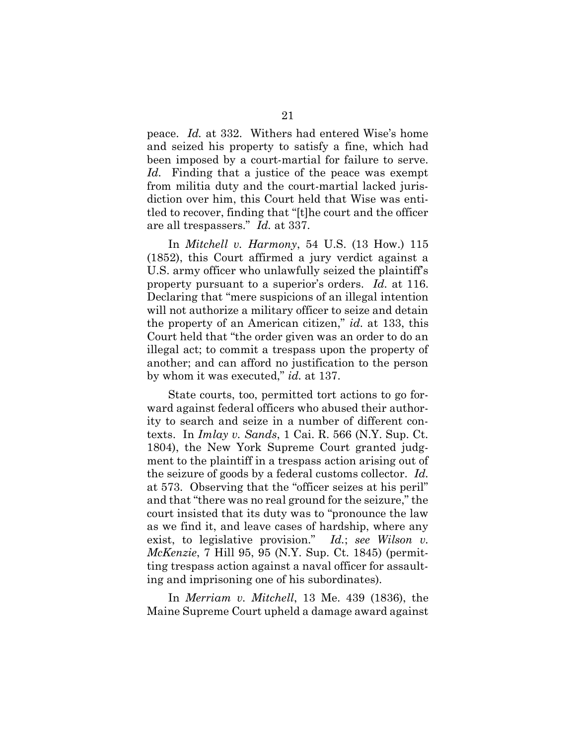peace. *Id.* at 332. Withers had entered Wise's home and seized his property to satisfy a fine, which had been imposed by a court-martial for failure to serve. *Id.* Finding that a justice of the peace was exempt from militia duty and the court-martial lacked jurisdiction over him, this Court held that Wise was entitled to recover, finding that "[t]he court and the officer are all trespassers." *Id.* at 337.

In *Mitchell v. Harmony*, 54 U.S. (13 How.) 115 (1852), this Court affirmed a jury verdict against a U.S. army officer who unlawfully seized the plaintiff's property pursuant to a superior's orders. *Id.* at 116. Declaring that "mere suspicions of an illegal intention will not authorize a military officer to seize and detain the property of an American citizen," *id.* at 133, this Court held that "the order given was an order to do an illegal act; to commit a trespass upon the property of another; and can afford no justification to the person by whom it was executed," *id.* at 137.

State courts, too, permitted tort actions to go forward against federal officers who abused their authority to search and seize in a number of different contexts. In *Imlay v. Sands*, 1 Cai. R. 566 (N.Y. Sup. Ct. 1804), the New York Supreme Court granted judgment to the plaintiff in a trespass action arising out of the seizure of goods by a federal customs collector. *Id.* at 573. Observing that the "officer seizes at his peril" and that "there was no real ground for the seizure," the court insisted that its duty was to "pronounce the law as we find it, and leave cases of hardship, where any exist, to legislative provision." *Id.*; *see Wilson v. McKenzie*, 7 Hill 95, 95 (N.Y. Sup. Ct. 1845) (permitting trespass action against a naval officer for assaulting and imprisoning one of his subordinates).

In *Merriam v. Mitchell*, 13 Me. 439 (1836), the Maine Supreme Court upheld a damage award against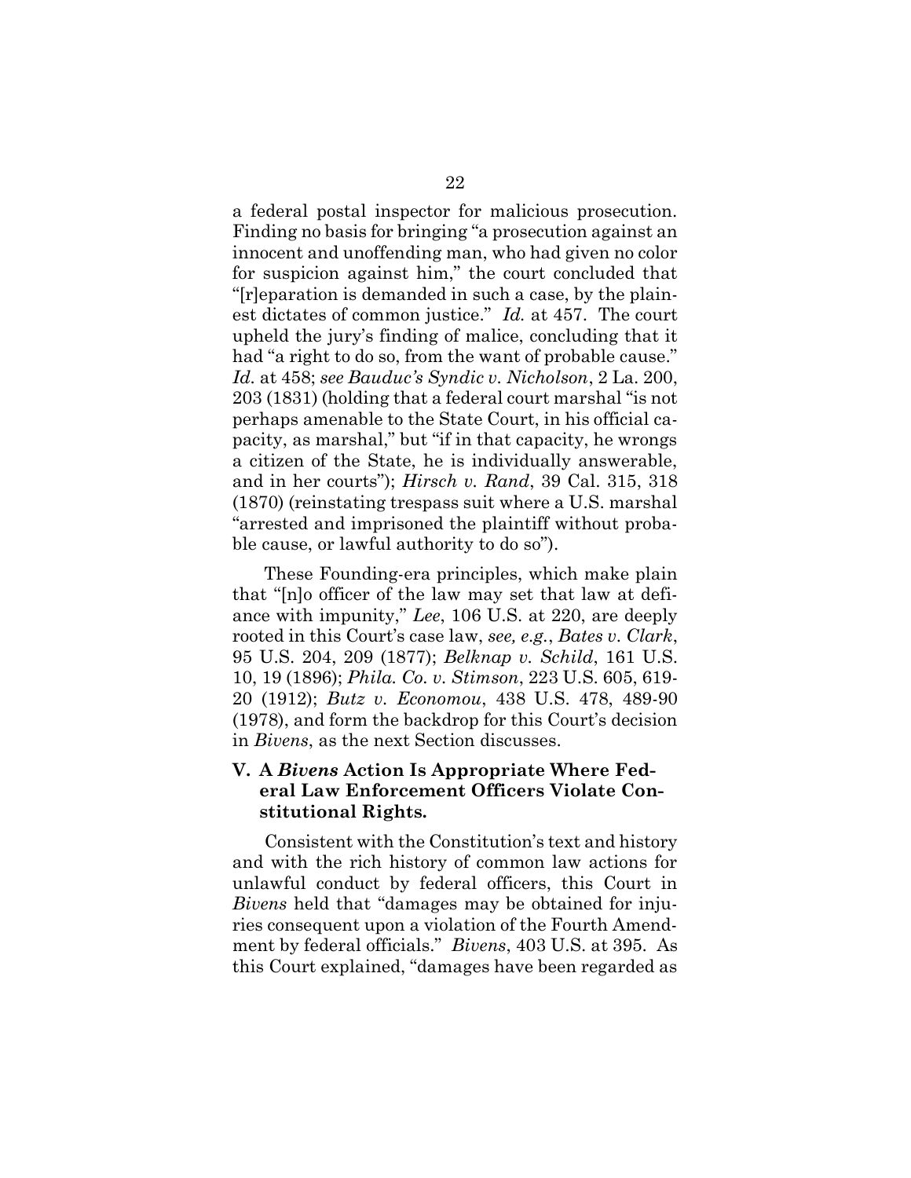a federal postal inspector for malicious prosecution. Finding no basis for bringing "a prosecution against an innocent and unoffending man, who had given no color for suspicion against him," the court concluded that "[r]eparation is demanded in such a case, by the plainest dictates of common justice." *Id.* at 457. The court upheld the jury's finding of malice, concluding that it had "a right to do so, from the want of probable cause." *Id.* at 458; *see Bauduc's Syndic v. Nicholson*, 2 La. 200, 203 (1831) (holding that a federal court marshal "is not perhaps amenable to the State Court, in his official capacity, as marshal," but "if in that capacity, he wrongs a citizen of the State, he is individually answerable, and in her courts"); *Hirsch v. Rand*, 39 Cal. 315, 318 (1870) (reinstating trespass suit where a U.S. marshal "arrested and imprisoned the plaintiff without probable cause, or lawful authority to do so").

These Founding-era principles, which make plain that "[n]o officer of the law may set that law at defiance with impunity," *Lee*, 106 U.S. at 220, are deeply rooted in this Court's case law, *see, e.g.*, *Bates v. Clark*, 95 U.S. 204, 209 (1877); *Belknap v. Schild*, 161 U.S. 10, 19 (1896); *Phila. Co. v. Stimson*, 223 U.S. 605, 619-20 (1912); *Butz v. Economou*, 438 U.S. 478, 489-90 (1978), and form the backdrop for this Court's decision in *Bivens*, as the next Section discusses.

### V. A *Bivens* Action Is Appropriate Where Federal Law Enforcement Officers Violate Constitutional Rights.

Consistent with the Constitution's text and history and with the rich history of common law actions for unlawful conduct by federal officers, this Court in *Bivens* held that "damages may be obtained for injuries consequent upon a violation of the Fourth Amendment by federal officials." *Bivens*, 403 U.S. at 395. As this Court explained, "damages have been regarded as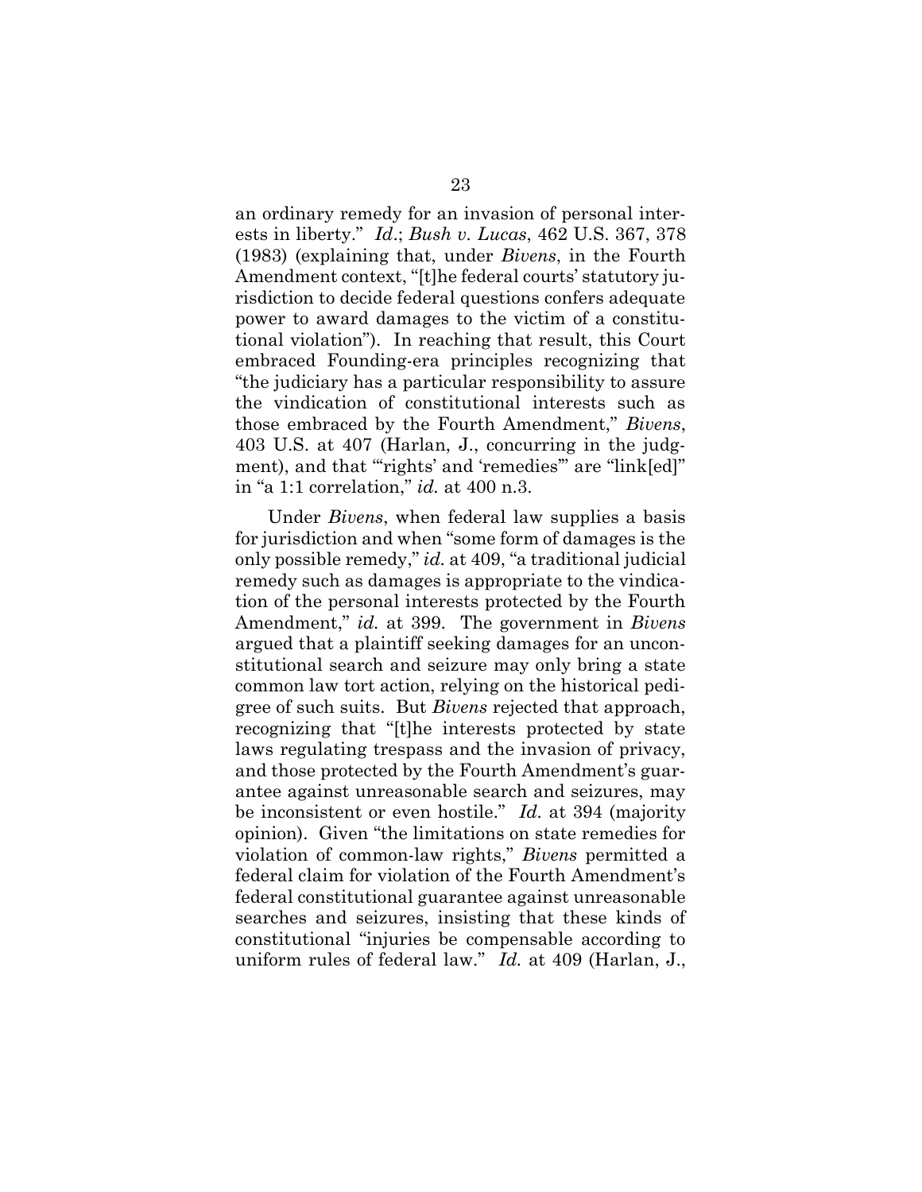an ordinary remedy for an invasion of personal interests in liberty." *Id*.; *Bush v. Lucas*, 462 U.S. 367, 378 (1983) (explaining that, under *Bivens*, in the Fourth Amendment context, "[t]he federal courts' statutory jurisdiction to decide federal questions confers adequate power to award damages to the victim of a constitutional violation"). In reaching that result, this Court embraced Founding-era principles recognizing that "the judiciary has a particular responsibility to assure the vindication of constitutional interests such as those embraced by the Fourth Amendment," *Bivens*, 403 U.S. at 407 (Harlan, J., concurring in the judgment), and that "'rights' and 'remedies'" are "link[ed]" in "a 1:1 correlation," *id.* at 400 n.3.

Under *Bivens*, when federal law supplies a basis for jurisdiction and when "some form of damages is the only possible remedy," *id.* at 409, "a traditional judicial remedy such as damages is appropriate to the vindication of the personal interests protected by the Fourth Amendment," *id.* at 399. The government in *Bivens* argued that a plaintiff seeking damages for an unconstitutional search and seizure may only bring a state common law tort action, relying on the historical pedigree of such suits. But *Bivens* rejected that approach, recognizing that "[t]he interests protected by state laws regulating trespass and the invasion of privacy, and those protected by the Fourth Amendment's guarantee against unreasonable search and seizures, may be inconsistent or even hostile." *Id.* at 394 (majority opinion). Given "the limitations on state remedies for violation of common-law rights," *Bivens* permitted a federal claim for violation of the Fourth Amendment's federal constitutional guarantee against unreasonable searches and seizures, insisting that these kinds of constitutional "injuries be compensable according to uniform rules of federal law." *Id.* at 409 (Harlan, J.,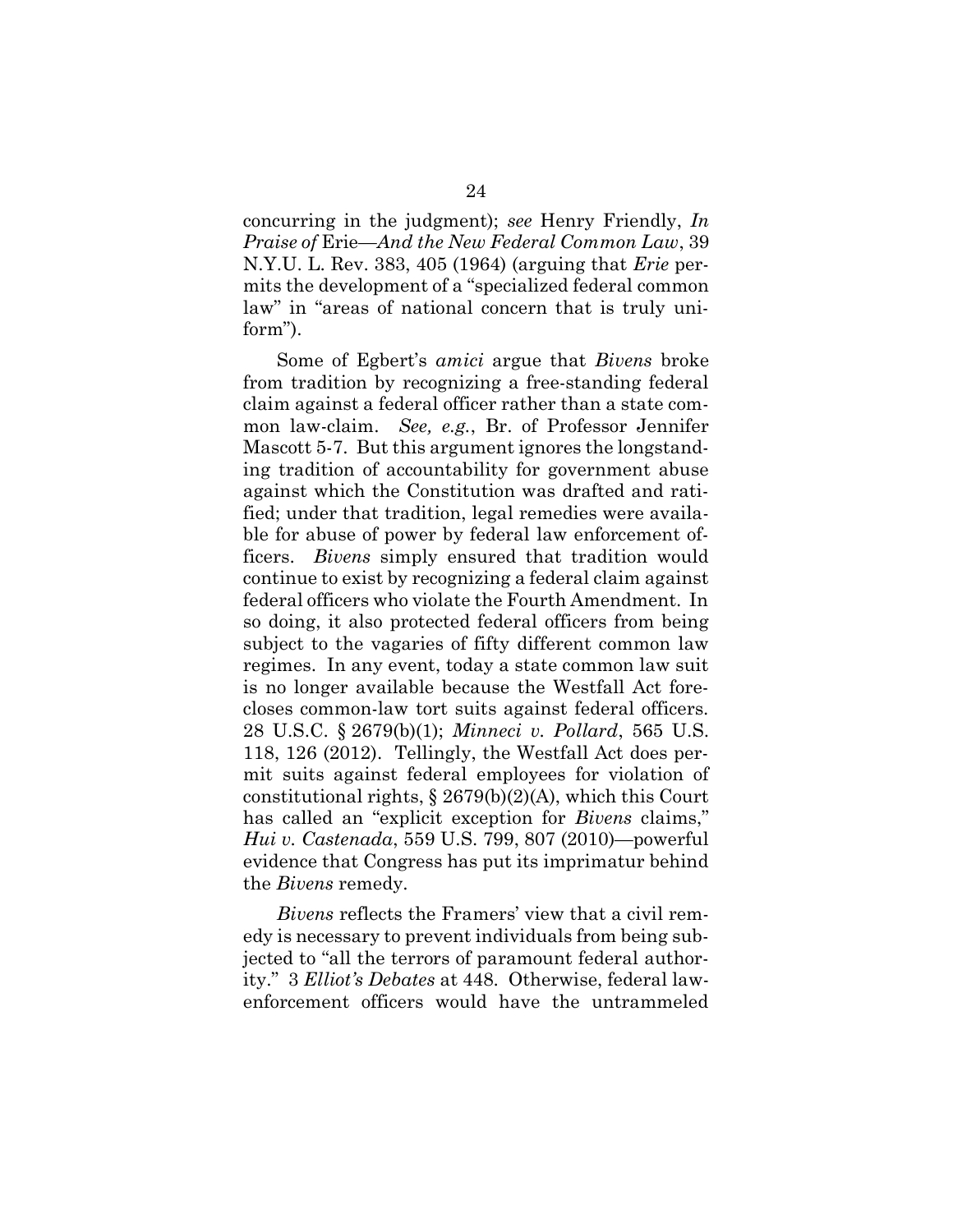concurring in the judgment); *see* Henry Friendly, *In Praise of* Erie—*And the New Federal Common Law*, 39 N.Y.U. L. Rev. 383, 405 (1964) (arguing that *Erie* permits the development of a "specialized federal common law" in "areas of national concern that is truly uniform").

Some of Egbert's *amici* argue that *Bivens* broke from tradition by recognizing a free-standing federal claim against a federal officer rather than a state common law-claim. *See, e.g.*, Br. of Professor Jennifer Mascott 5-7. But this argument ignores the longstanding tradition of accountability for government abuse against which the Constitution was drafted and ratified; under that tradition, legal remedies were available for abuse of power by federal law enforcement officers. *Bivens* simply ensured that tradition would continue to exist by recognizing a federal claim against federal officers who violate the Fourth Amendment. In so doing, it also protected federal officers from being subject to the vagaries of fifty different common law regimes. In any event, today a state common law suit is no longer available because the Westfall Act forecloses common-law tort suits against federal officers. 28 U.S.C. § 2679(b)(1); *Minneci v. Pollard*, 565 U.S. 118, 126 (2012). Tellingly, the Westfall Act does permit suits against federal employees for violation of constitutional rights, § 2679(b)(2)(A), which this Court has called an "explicit exception for *Bivens* claims," *Hui v. Castenada*, 559 U.S. 799, 807 (2010)—powerful evidence that Congress has put its imprimatur behind the *Bivens* remedy.

*Bivens* reflects the Framers' view that a civil remedy is necessary to prevent individuals from being subjected to "all the terrors of paramount federal authority." 3 *Elliot's Debates* at 448. Otherwise, federal law-enforcement officers would have the untrammeled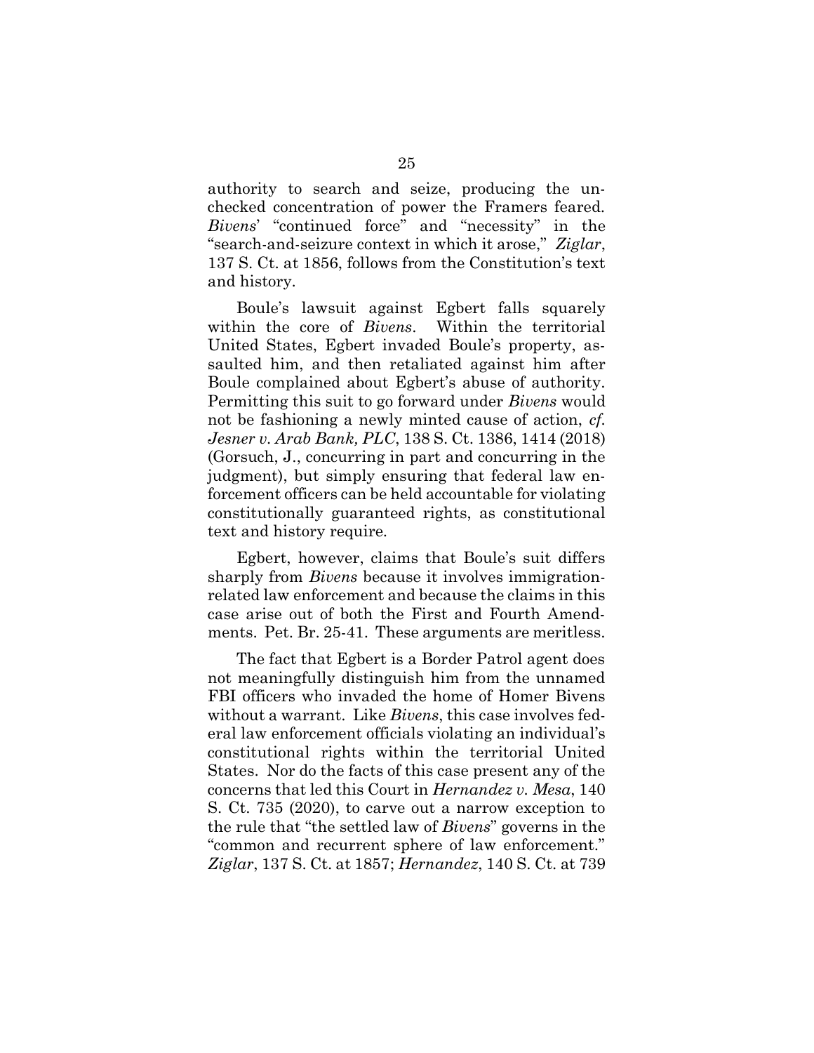authority to search and seize, producing the unchecked concentration of power the Framers feared. *Bivens*' "continued force" and "necessity" in the "search-and-seizure context in which it arose," *Ziglar*, 137 S. Ct. at 1856, follows from the Constitution's text and history.

Boule's lawsuit against Egbert falls squarely within the core of *Bivens*. Within the territorial United States, Egbert invaded Boule's property, assaulted him, and then retaliated against him after Boule complained about Egbert's abuse of authority. Permitting this suit to go forward under *Bivens* would not be fashioning a newly minted cause of action, *cf. Jesner v. Arab Bank, PLC*, 138 S. Ct. 1386, 1414 (2018) (Gorsuch, J., concurring in part and concurring in the judgment), but simply ensuring that federal law enforcement officers can be held accountable for violating constitutionally guaranteed rights, as constitutional text and history require.

Egbert, however, claims that Boule's suit differs sharply from *Bivens* because it involves immigration-related law enforcement and because the claims in this case arise out of both the First and Fourth Amendments. Pet. Br. 25-41. These arguments are meritless.

The fact that Egbert is a Border Patrol agent does not meaningfully distinguish him from the unnamed FBI officers who invaded the home of Homer Bivens without a warrant. Like *Bivens*, this case involves federal law enforcement officials violating an individual's constitutional rights within the territorial United States. Nor do the facts of this case present any of the concerns that led this Court in *Hernandez v. Mesa*, 140 S. Ct. 735 (2020), to carve out a narrow exception to the rule that "the settled law of *Bivens*" governs in the "common and recurrent sphere of law enforcement." *Ziglar*, 137 S. Ct. at 1857; *Hernandez*, 140 S. Ct. at 739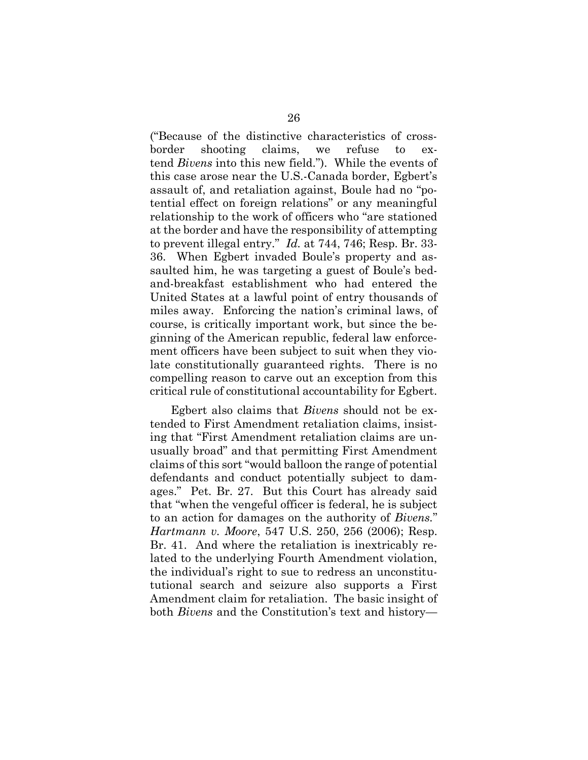("Because of the distinctive characteristics of cross-border shooting claims, we refuse to extend *Bivens* into this new field."). While the events of this case arose near the U.S.-Canada border, Egbert's assault of, and retaliation against, Boule had no "potential effect on foreign relations" or any meaningful relationship to the work of officers who "are stationed at the border and have the responsibility of attempting to prevent illegal entry." *Id.* at 744, 746; Resp. Br. 33-36. When Egbert invaded Boule's property and assaulted him, he was targeting a guest of Boule's bed-and-breakfast establishment who had entered the United States at a lawful point of entry thousands of miles away. Enforcing the nation's criminal laws, of course, is critically important work, but since the beginning of the American republic, federal law enforcement officers have been subject to suit when they violate constitutionally guaranteed rights. There is no compelling reason to carve out an exception from this critical rule of constitutional accountability for Egbert.

Egbert also claims that *Bivens* should not be extended to First Amendment retaliation claims, insisting that "First Amendment retaliation claims are unusually broad" and that permitting First Amendment claims of this sort "would balloon the range of potential defendants and conduct potentially subject to damages." Pet. Br. 27. But this Court has already said that "when the vengeful officer is federal, he is subject to an action for damages on the authority of *Bivens*." *Hartmann v. Moore*, 547 U.S. 250, 256 (2006); Resp. Br. 41. And where the retaliation is inextricably related to the underlying Fourth Amendment violation, the individual's right to sue to redress an unconstitutional search and seizure also supports a First Amendment claim for retaliation. The basic insight of both *Bivens* and the Constitution's text and history—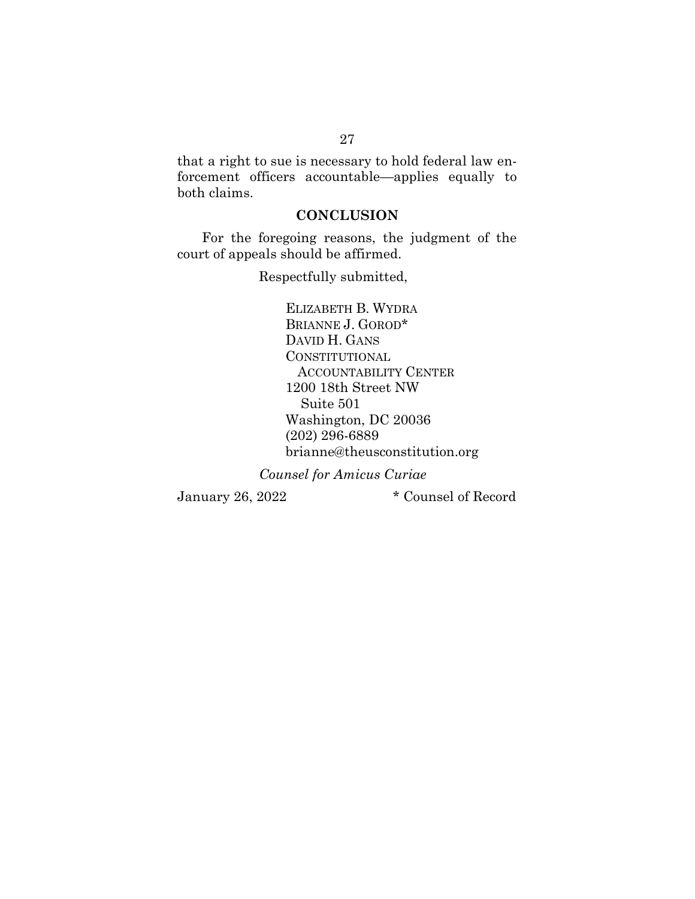that a right to sue is necessary to hold federal law enforcement officers accountable—applies equally to both claims.

## CONCLUSION

For the foregoing reasons, the judgment of the court of appeals should be affirmed.

Respectfully submitted,

ELIZABETH B. WYDRA
BRIANNE J. GOROD*
DAVID H. GANS
CONSTITUTIONAL
ACCOUNTABILITY CENTER
1200 18th Street NW
Suite 501
Washington, DC 20036
(202) 296-6889
brianne@theusconstitution.org

*Counsel for Amicus Curiae*

January 26, 2022

* Counsel of Record